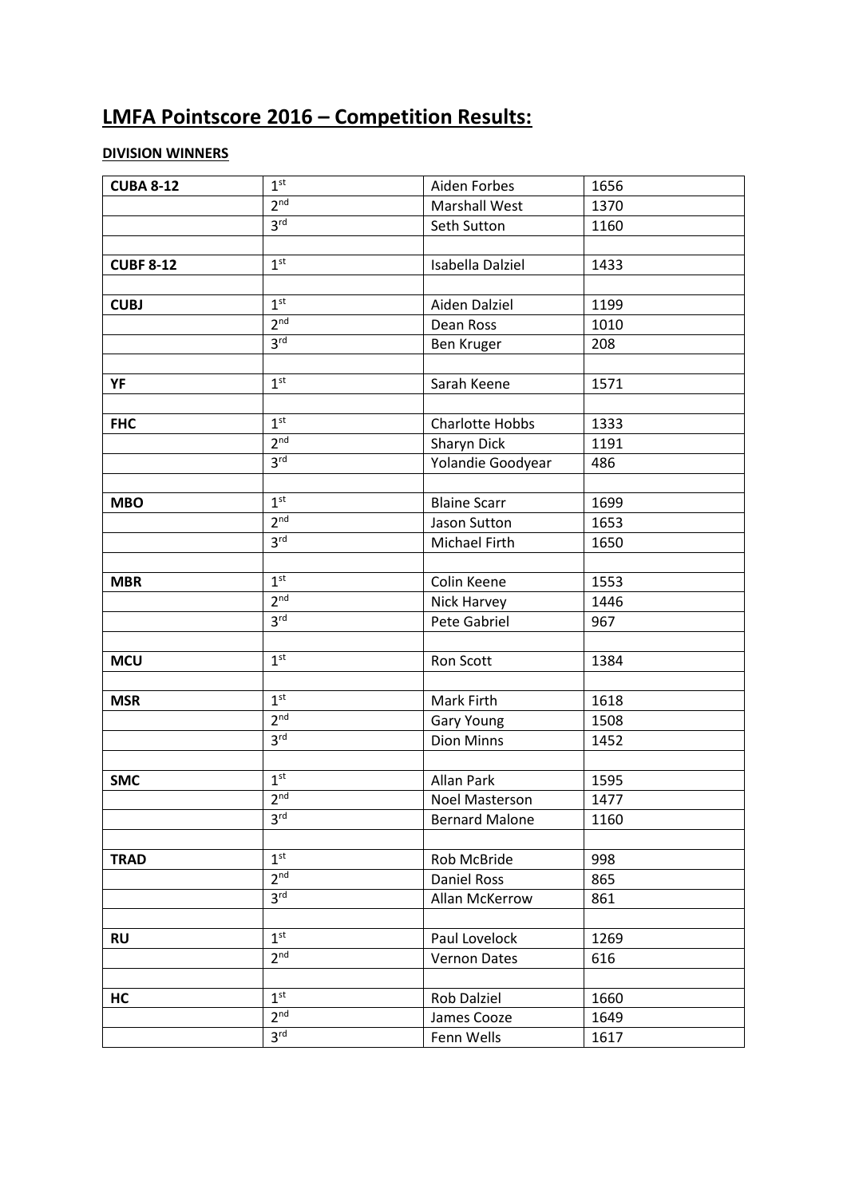# LMFA Pointscore 2016 – Competition Results:

**DIVISION WINNERS**

| | | | |
|---|---|---|---|
| **CUBA 8-12** | 1st | Aiden Forbes | 1656 |
| | 2nd | Marshall West | 1370 |
| | 3rd | Seth Sutton | 1160 |
| | | | |
| **CUBF 8-12** | 1st | Isabella Dalziel | 1433 |
| | | | |
| **CUBJ** | 1st | Aiden Dalziel | 1199 |
| | 2nd | Dean Ross | 1010 |
| | 3rd | Ben Kruger | 208 |
| | | | |
| **YF** | 1st | Sarah Keene | 1571 |
| | | | |
| **FHC** | 1st | Charlotte Hobbs | 1333 |
| | 2nd | Sharyn Dick | 1191 |
| | 3rd | Yolandie Goodyear | 486 |
| | | | |
| **MBO** | 1st | Blaine Scarr | 1699 |
| | 2nd | Jason Sutton | 1653 |
| | 3rd | Michael Firth | 1650 |
| | | | |
| **MBR** | 1st | Colin Keene | 1553 |
| | 2nd | Nick Harvey | 1446 |
| | 3rd | Pete Gabriel | 967 |
| | | | |
| **MCU** | 1st | Ron Scott | 1384 |
| | | | |
| **MSR** | 1st | Mark Firth | 1618 |
| | 2nd | Gary Young | 1508 |
| | 3rd | Dion Minns | 1452 |
| | | | |
| **SMC** | 1st | Allan Park | 1595 |
| | 2nd | Noel Masterson | 1477 |
| | 3rd | Bernard Malone | 1160 |
| | | | |
| **TRAD** | 1st | Rob McBride | 998 |
| | 2nd | Daniel Ross | 865 |
| | 3rd | Allan McKerrow | 861 |
| | | | |
| **RU** | 1st | Paul Lovelock | 1269 |
| | 2nd | Vernon Dates | 616 |
| | | | |
| **HC** | 1st | Rob Dalziel | 1660 |
| | 2nd | James Cooze | 1649 |
| | 3rd | Fenn Wells | 1617 |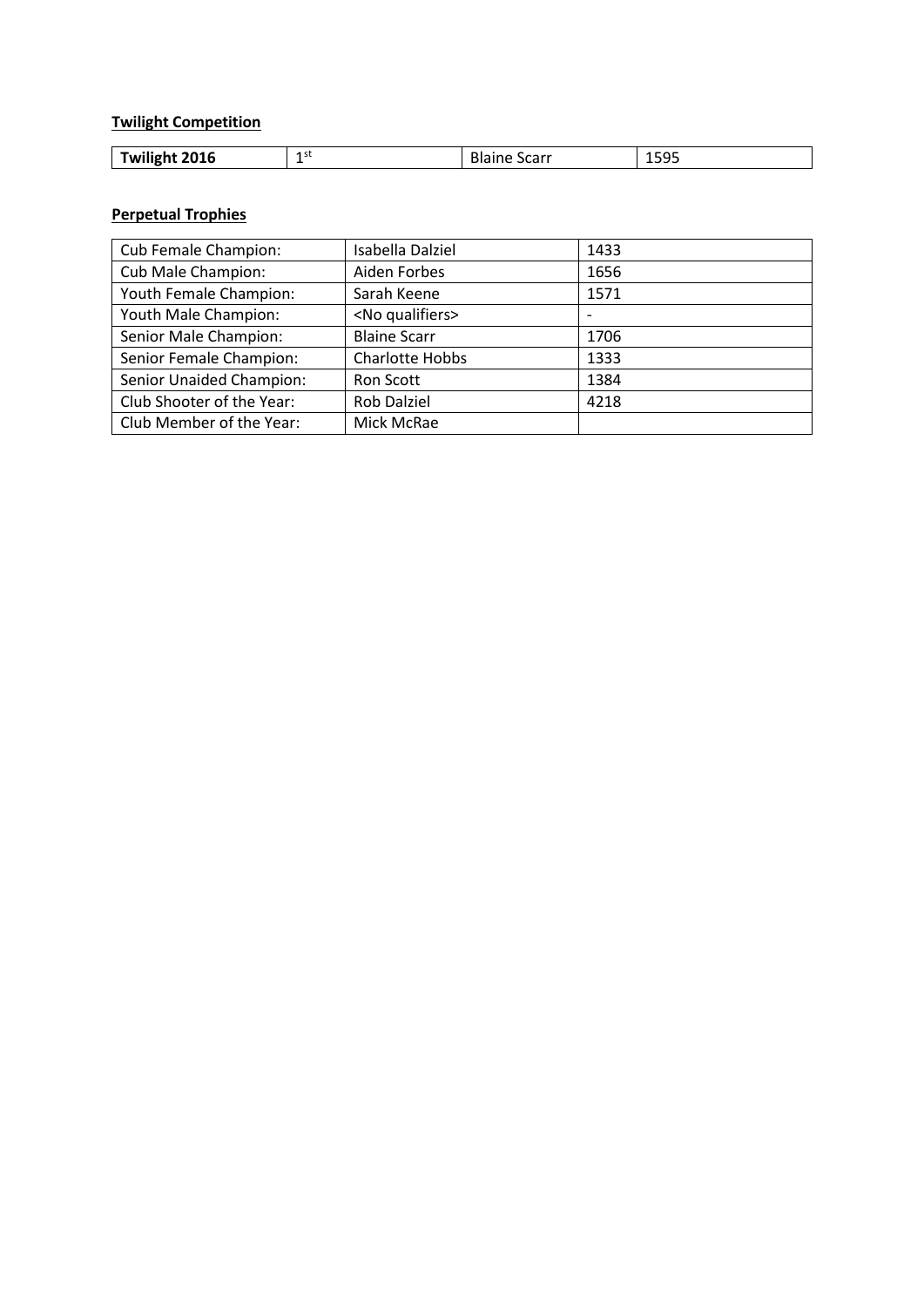**Twilight Competition**

| **Twilight 2016** | 1st | Blaine Scarr | 1595 |
|---|---|---|---|

**Perpetual Trophies**

| Cub Female Champion: | Isabella Dalziel | 1433 |
|---|---|---|
| Cub Male Champion: | Aiden Forbes | 1656 |
| Youth Female Champion: | Sarah Keene | 1571 |
| Youth Male Champion: | <No qualifiers> | - |
| Senior Male Champion: | Blaine Scarr | 1706 |
| Senior Female Champion: | Charlotte Hobbs | 1333 |
| Senior Unaided Champion: | Ron Scott | 1384 |
| Club Shooter of the Year: | Rob Dalziel | 4218 |
| Club Member of the Year: | Mick McRae | |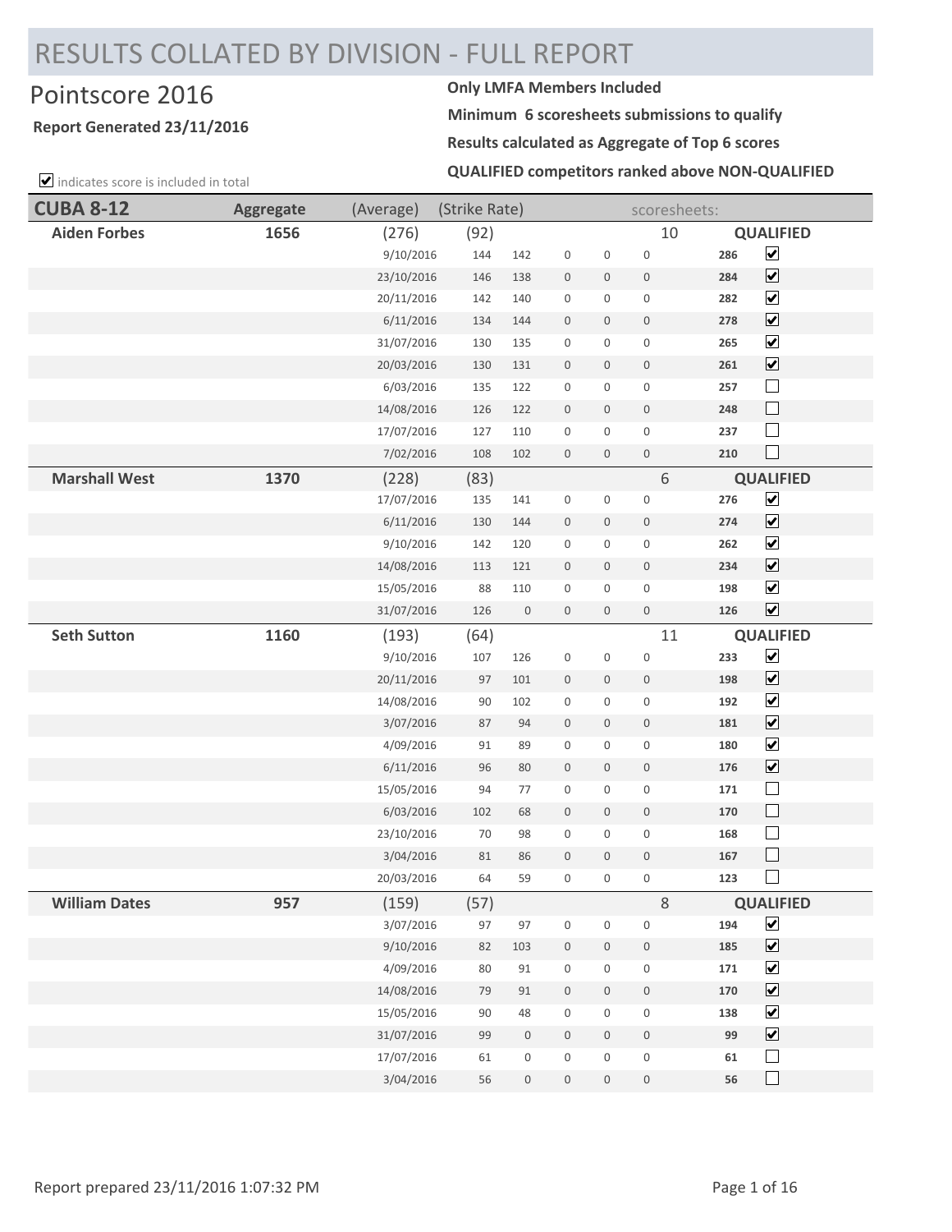# RESULTS COLLATED BY DIVISION - FULL REPORT

## Pointscore 2016

**Report Generated 23/11/2016**

**Only LMFA Members Included**

**Minimum 6 scoresheets submissions to qualify**

**Results calculated as Aggregate of Top 6 scores**

**QUALIFIED competitors ranked above NON-QUALIFIED**

☑ indicates score is included in total

| CUBA 8-12 | Aggregate | (Average) | (Strike Rate) | | | | | scoresheets: | | |
|---|---|---|---|---|---|---|---|---|---|---|
| **Aiden Forbes** | **1656** | (276) | (92) | | | | | 10 | **QUALIFIED** | |
| | | 9/10/2016 | 144 | 142 | 0 | 0 | 0 | | **286** | ☑ |
| | | 23/10/2016 | 146 | 138 | 0 | 0 | 0 | | **284** | ☑ |
| | | 20/11/2016 | 142 | 140 | 0 | 0 | 0 | | **282** | ☑ |
| | | 6/11/2016 | 134 | 144 | 0 | 0 | 0 | | **278** | ☑ |
| | | 31/07/2016 | 130 | 135 | 0 | 0 | 0 | | **265** | ☑ |
| | | 20/03/2016 | 130 | 131 | 0 | 0 | 0 | | **261** | ☑ |
| | | 6/03/2016 | 135 | 122 | 0 | 0 | 0 | | **257** | ☐ |
| | | 14/08/2016 | 126 | 122 | 0 | 0 | 0 | | **248** | ☐ |
| | | 17/07/2016 | 127 | 110 | 0 | 0 | 0 | | **237** | ☐ |
| | | 7/02/2016 | 108 | 102 | 0 | 0 | 0 | | **210** | ☐ |
| **Marshall West** | **1370** | (228) | (83) | | | | | 6 | **QUALIFIED** | |
| | | 17/07/2016 | 135 | 141 | 0 | 0 | 0 | | **276** | ☑ |
| | | 6/11/2016 | 130 | 144 | 0 | 0 | 0 | | **274** | ☑ |
| | | 9/10/2016 | 142 | 120 | 0 | 0 | 0 | | **262** | ☑ |
| | | 14/08/2016 | 113 | 121 | 0 | 0 | 0 | | **234** | ☑ |
| | | 15/05/2016 | 88 | 110 | 0 | 0 | 0 | | **198** | ☑ |
| | | 31/07/2016 | 126 | 0 | 0 | 0 | 0 | | **126** | ☑ |
| **Seth Sutton** | **1160** | (193) | (64) | | | | | 11 | **QUALIFIED** | |
| | | 9/10/2016 | 107 | 126 | 0 | 0 | 0 | | **233** | ☑ |
| | | 20/11/2016 | 97 | 101 | 0 | 0 | 0 | | **198** | ☑ |
| | | 14/08/2016 | 90 | 102 | 0 | 0 | 0 | | **192** | ☑ |
| | | 3/07/2016 | 87 | 94 | 0 | 0 | 0 | | **181** | ☑ |
| | | 4/09/2016 | 91 | 89 | 0 | 0 | 0 | | **180** | ☑ |
| | | 6/11/2016 | 96 | 80 | 0 | 0 | 0 | | **176** | ☑ |
| | | 15/05/2016 | 94 | 77 | 0 | 0 | 0 | | **171** | ☐ |
| | | 6/03/2016 | 102 | 68 | 0 | 0 | 0 | | **170** | ☐ |
| | | 23/10/2016 | 70 | 98 | 0 | 0 | 0 | | **168** | ☐ |
| | | 3/04/2016 | 81 | 86 | 0 | 0 | 0 | | **167** | ☐ |
| | | 20/03/2016 | 64 | 59 | 0 | 0 | 0 | | **123** | ☐ |
| **William Dates** | **957** | (159) | (57) | | | | | 8 | **QUALIFIED** | |
| | | 3/07/2016 | 97 | 97 | 0 | 0 | 0 | | **194** | ☑ |
| | | 9/10/2016 | 82 | 103 | 0 | 0 | 0 | | **185** | ☑ |
| | | 4/09/2016 | 80 | 91 | 0 | 0 | 0 | | **171** | ☑ |
| | | 14/08/2016 | 79 | 91 | 0 | 0 | 0 | | **170** | ☑ |
| | | 15/05/2016 | 90 | 48 | 0 | 0 | 0 | | **138** | ☑ |
| | | 31/07/2016 | 99 | 0 | 0 | 0 | 0 | | **99** | ☑ |
| | | 17/07/2016 | 61 | 0 | 0 | 0 | 0 | | **61** | ☐ |
| | | 3/04/2016 | 56 | 0 | 0 | 0 | 0 | | **56** | ☐ |

Report prepared 23/11/2016 1:07:32 PM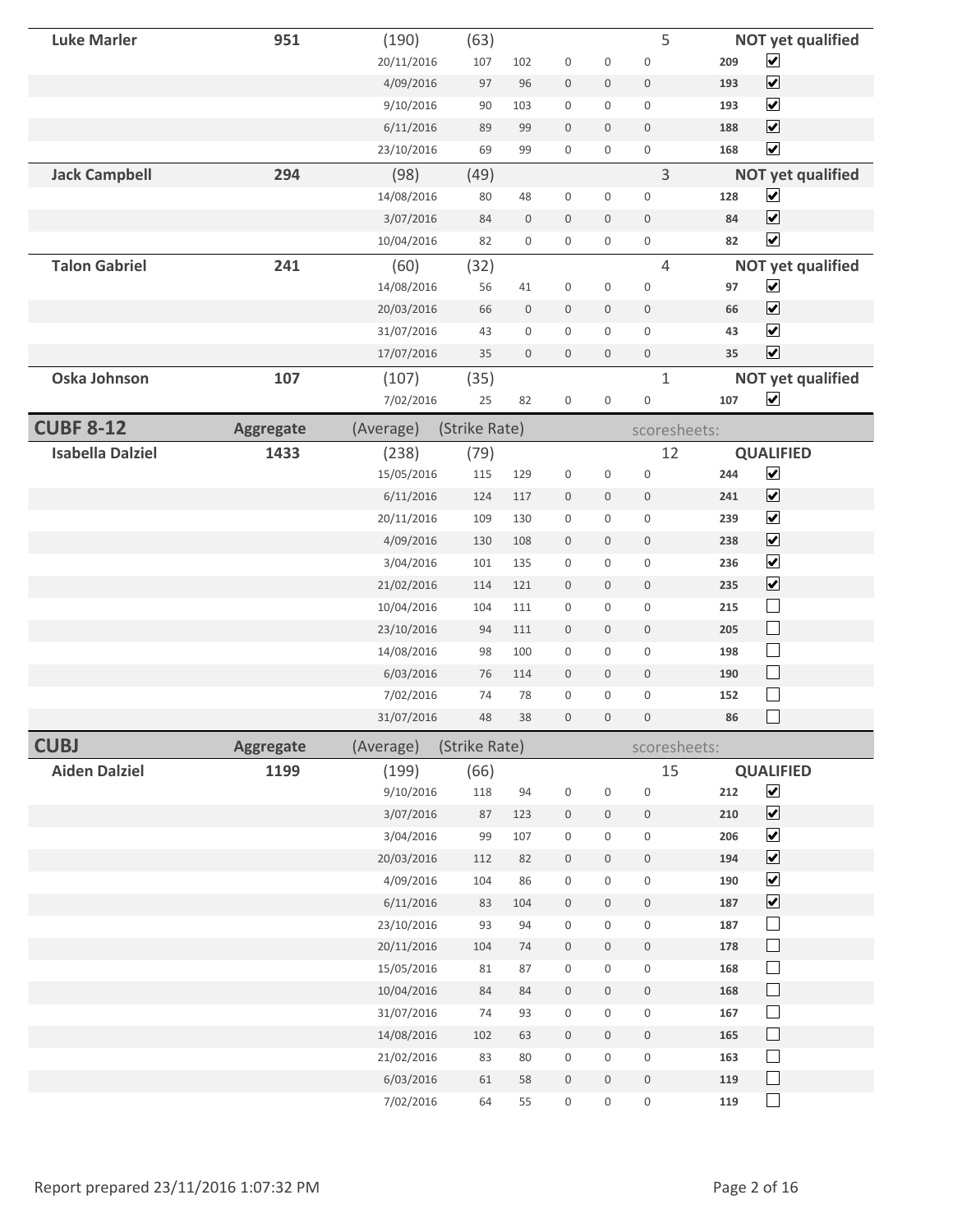| Name | Aggregate | (Average) | (Strike Rate) | | | | | scoresheets: | | |
|---|---|---|---|---|---|---|---|---|---|---|
| **Luke Marler** | **951** | (190) | (63) | | | | | 5 | | **NOT yet qualified** |
| | | 20/11/2016 | 107 | 102 | 0 | 0 | 0 | | **209** | ☑ |
| | | 4/09/2016 | 97 | 96 | 0 | 0 | 0 | | **193** | ☑ |
| | | 9/10/2016 | 90 | 103 | 0 | 0 | 0 | | **193** | ☑ |
| | | 6/11/2016 | 89 | 99 | 0 | 0 | 0 | | **188** | ☑ |
| | | 23/10/2016 | 69 | 99 | 0 | 0 | 0 | | **168** | ☑ |
| **Jack Campbell** | **294** | (98) | (49) | | | | | 3 | | **NOT yet qualified** |
| | | 14/08/2016 | 80 | 48 | 0 | 0 | 0 | | **128** | ☑ |
| | | 3/07/2016 | 84 | 0 | 0 | 0 | 0 | | **84** | ☑ |
| | | 10/04/2016 | 82 | 0 | 0 | 0 | 0 | | **82** | ☑ |
| **Talon Gabriel** | **241** | (60) | (32) | | | | | 4 | | **NOT yet qualified** |
| | | 14/08/2016 | 56 | 41 | 0 | 0 | 0 | | **97** | ☑ |
| | | 20/03/2016 | 66 | 0 | 0 | 0 | 0 | | **66** | ☑ |
| | | 31/07/2016 | 43 | 0 | 0 | 0 | 0 | | **43** | ☑ |
| | | 17/07/2016 | 35 | 0 | 0 | 0 | 0 | | **35** | ☑ |
| **Oska Johnson** | **107** | (107) | (35) | | | | | 1 | | **NOT yet qualified** |
| | | 7/02/2016 | 25 | 82 | 0 | 0 | 0 | | **107** | ☑ |

| **CUBF 8-12** | **Aggregate** | (Average) | (Strike Rate) | | | | | scoresheets: | | |
|---|---|---|---|---|---|---|---|---|---|---|
| **Isabella Dalziel** | **1433** | (238) | (79) | | | | | 12 | | **QUALIFIED** |
| | | 15/05/2016 | 115 | 129 | 0 | 0 | 0 | | **244** | ☑ |
| | | 6/11/2016 | 124 | 117 | 0 | 0 | 0 | | **241** | ☑ |
| | | 20/11/2016 | 109 | 130 | 0 | 0 | 0 | | **239** | ☑ |
| | | 4/09/2016 | 130 | 108 | 0 | 0 | 0 | | **238** | ☑ |
| | | 3/04/2016 | 101 | 135 | 0 | 0 | 0 | | **236** | ☑ |
| | | 21/02/2016 | 114 | 121 | 0 | 0 | 0 | | **235** | ☑ |
| | | 10/04/2016 | 104 | 111 | 0 | 0 | 0 | | **215** | ☐ |
| | | 23/10/2016 | 94 | 111 | 0 | 0 | 0 | | **205** | ☐ |
| | | 14/08/2016 | 98 | 100 | 0 | 0 | 0 | | **198** | ☐ |
| | | 6/03/2016 | 76 | 114 | 0 | 0 | 0 | | **190** | ☐ |
| | | 7/02/2016 | 74 | 78 | 0 | 0 | 0 | | **152** | ☐ |
| | | 31/07/2016 | 48 | 38 | 0 | 0 | 0 | | **86** | ☐ |

| **CUBJ** | **Aggregate** | (Average) | (Strike Rate) | | | | | scoresheets: | | |
|---|---|---|---|---|---|---|---|---|---|---|
| **Aiden Dalziel** | **1199** | (199) | (66) | | | | | 15 | | **QUALIFIED** |
| | | 9/10/2016 | 118 | 94 | 0 | 0 | 0 | | **212** | ☑ |
| | | 3/07/2016 | 87 | 123 | 0 | 0 | 0 | | **210** | ☑ |
| | | 3/04/2016 | 99 | 107 | 0 | 0 | 0 | | **206** | ☑ |
| | | 20/03/2016 | 112 | 82 | 0 | 0 | 0 | | **194** | ☑ |
| | | 4/09/2016 | 104 | 86 | 0 | 0 | 0 | | **190** | ☑ |
| | | 6/11/2016 | 83 | 104 | 0 | 0 | 0 | | **187** | ☑ |
| | | 23/10/2016 | 93 | 94 | 0 | 0 | 0 | | **187** | ☐ |
| | | 20/11/2016 | 104 | 74 | 0 | 0 | 0 | | **178** | ☐ |
| | | 15/05/2016 | 81 | 87 | 0 | 0 | 0 | | **168** | ☐ |
| | | 10/04/2016 | 84 | 84 | 0 | 0 | 0 | | **168** | ☐ |
| | | 31/07/2016 | 74 | 93 | 0 | 0 | 0 | | **167** | ☐ |
| | | 14/08/2016 | 102 | 63 | 0 | 0 | 0 | | **165** | ☐ |
| | | 21/02/2016 | 83 | 80 | 0 | 0 | 0 | | **163** | ☐ |
| | | 6/03/2016 | 61 | 58 | 0 | 0 | 0 | | **119** | ☐ |
| | | 7/02/2016 | 64 | 55 | 0 | 0 | 0 | | **119** | ☐ |

Report prepared 23/11/2016 1:07:32 PM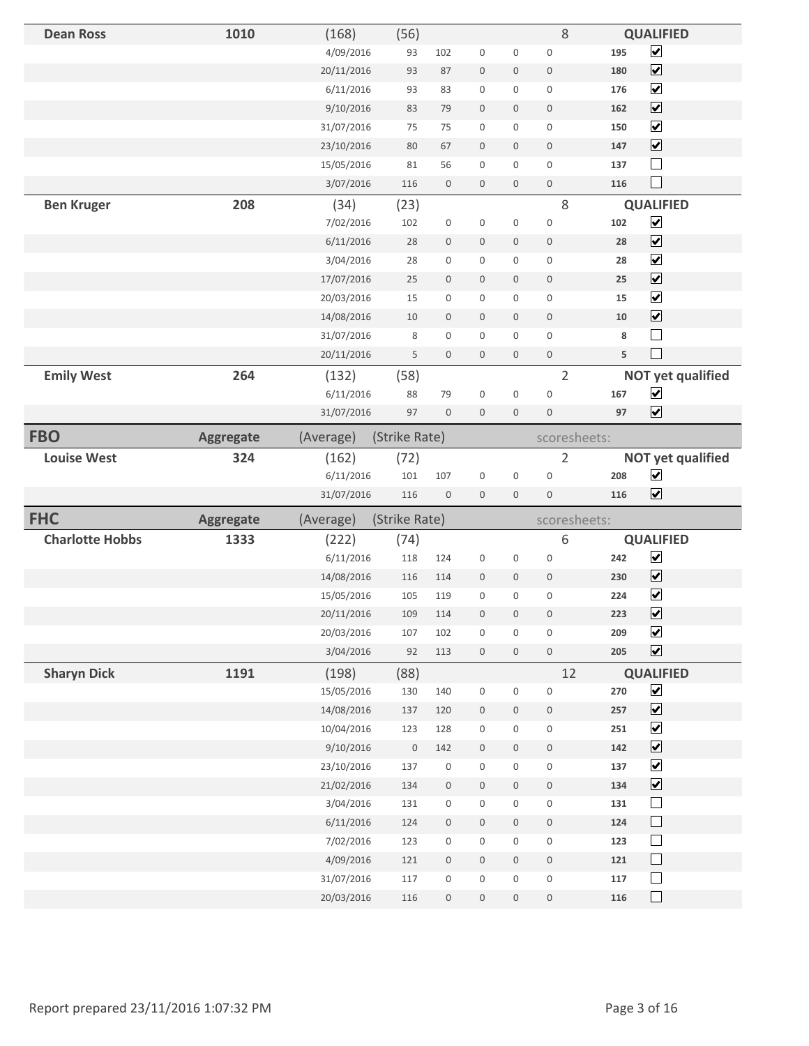| Name | Aggregate | (Average) | (Strike Rate) | | | | | scoresheets: | | |
|---|---|---|---|---|---|---|---|---|---|---|
| **Dean Ross** | **1010** | (168) | (56) | | | | | 8 | | **QUALIFIED** |
| | | 4/09/2016 | 93 | 102 | 0 | 0 | 0 | | **195** | ☑ |
| | | 20/11/2016 | 93 | 87 | 0 | 0 | 0 | | **180** | ☑ |
| | | 6/11/2016 | 93 | 83 | 0 | 0 | 0 | | **176** | ☑ |
| | | 9/10/2016 | 83 | 79 | 0 | 0 | 0 | | **162** | ☑ |
| | | 31/07/2016 | 75 | 75 | 0 | 0 | 0 | | **150** | ☑ |
| | | 23/10/2016 | 80 | 67 | 0 | 0 | 0 | | **147** | ☑ |
| | | 15/05/2016 | 81 | 56 | 0 | 0 | 0 | | **137** | ☐ |
| | | 3/07/2016 | 116 | 0 | 0 | 0 | 0 | | **116** | ☐ |
| **Ben Kruger** | **208** | (34) | (23) | | | | | 8 | | **QUALIFIED** |
| | | 7/02/2016 | 102 | 0 | 0 | 0 | 0 | | **102** | ☑ |
| | | 6/11/2016 | 28 | 0 | 0 | 0 | 0 | | **28** | ☑ |
| | | 3/04/2016 | 28 | 0 | 0 | 0 | 0 | | **28** | ☑ |
| | | 17/07/2016 | 25 | 0 | 0 | 0 | 0 | | **25** | ☑ |
| | | 20/03/2016 | 15 | 0 | 0 | 0 | 0 | | **15** | ☑ |
| | | 14/08/2016 | 10 | 0 | 0 | 0 | 0 | | **10** | ☑ |
| | | 31/07/2016 | 8 | 0 | 0 | 0 | 0 | | **8** | ☐ |
| | | 20/11/2016 | 5 | 0 | 0 | 0 | 0 | | **5** | ☐ |
| **Emily West** | **264** | (132) | (58) | | | | | 2 | | **NOT yet qualified** |
| | | 6/11/2016 | 88 | 79 | 0 | 0 | 0 | | **167** | ☑ |
| | | 31/07/2016 | 97 | 0 | 0 | 0 | 0 | | **97** | ☑ |

| **FBO** | **Aggregate** | (Average) | (Strike Rate) | | | | | scoresheets: | | |
|---|---|---|---|---|---|---|---|---|---|---|
| **Louise West** | **324** | (162) | (72) | | | | | 2 | | **NOT yet qualified** |
| | | 6/11/2016 | 101 | 107 | 0 | 0 | 0 | | **208** | ☑ |
| | | 31/07/2016 | 116 | 0 | 0 | 0 | 0 | | **116** | ☑ |

| **FHC** | **Aggregate** | (Average) | (Strike Rate) | | | | | scoresheets: | | |
|---|---|---|---|---|---|---|---|---|---|---|
| **Charlotte Hobbs** | **1333** | (222) | (74) | | | | | 6 | | **QUALIFIED** |
| | | 6/11/2016 | 118 | 124 | 0 | 0 | 0 | | **242** | ☑ |
| | | 14/08/2016 | 116 | 114 | 0 | 0 | 0 | | **230** | ☑ |
| | | 15/05/2016 | 105 | 119 | 0 | 0 | 0 | | **224** | ☑ |
| | | 20/11/2016 | 109 | 114 | 0 | 0 | 0 | | **223** | ☑ |
| | | 20/03/2016 | 107 | 102 | 0 | 0 | 0 | | **209** | ☑ |
| | | 3/04/2016 | 92 | 113 | 0 | 0 | 0 | | **205** | ☑ |
| **Sharyn Dick** | **1191** | (198) | (88) | | | | | 12 | | **QUALIFIED** |
| | | 15/05/2016 | 130 | 140 | 0 | 0 | 0 | | **270** | ☑ |
| | | 14/08/2016 | 137 | 120 | 0 | 0 | 0 | | **257** | ☑ |
| | | 10/04/2016 | 123 | 128 | 0 | 0 | 0 | | **251** | ☑ |
| | | 9/10/2016 | 0 | 142 | 0 | 0 | 0 | | **142** | ☑ |
| | | 23/10/2016 | 137 | 0 | 0 | 0 | 0 | | **137** | ☑ |
| | | 21/02/2016 | 134 | 0 | 0 | 0 | 0 | | **134** | ☑ |
| | | 3/04/2016 | 131 | 0 | 0 | 0 | 0 | | **131** | ☐ |
| | | 6/11/2016 | 124 | 0 | 0 | 0 | 0 | | **124** | ☐ |
| | | 7/02/2016 | 123 | 0 | 0 | 0 | 0 | | **123** | ☐ |
| | | 4/09/2016 | 121 | 0 | 0 | 0 | 0 | | **121** | ☐ |
| | | 31/07/2016 | 117 | 0 | 0 | 0 | 0 | | **117** | ☐ |
| | | 20/03/2016 | 116 | 0 | 0 | 0 | 0 | | **116** | ☐ |

Report prepared 23/11/2016 1:07:32 PM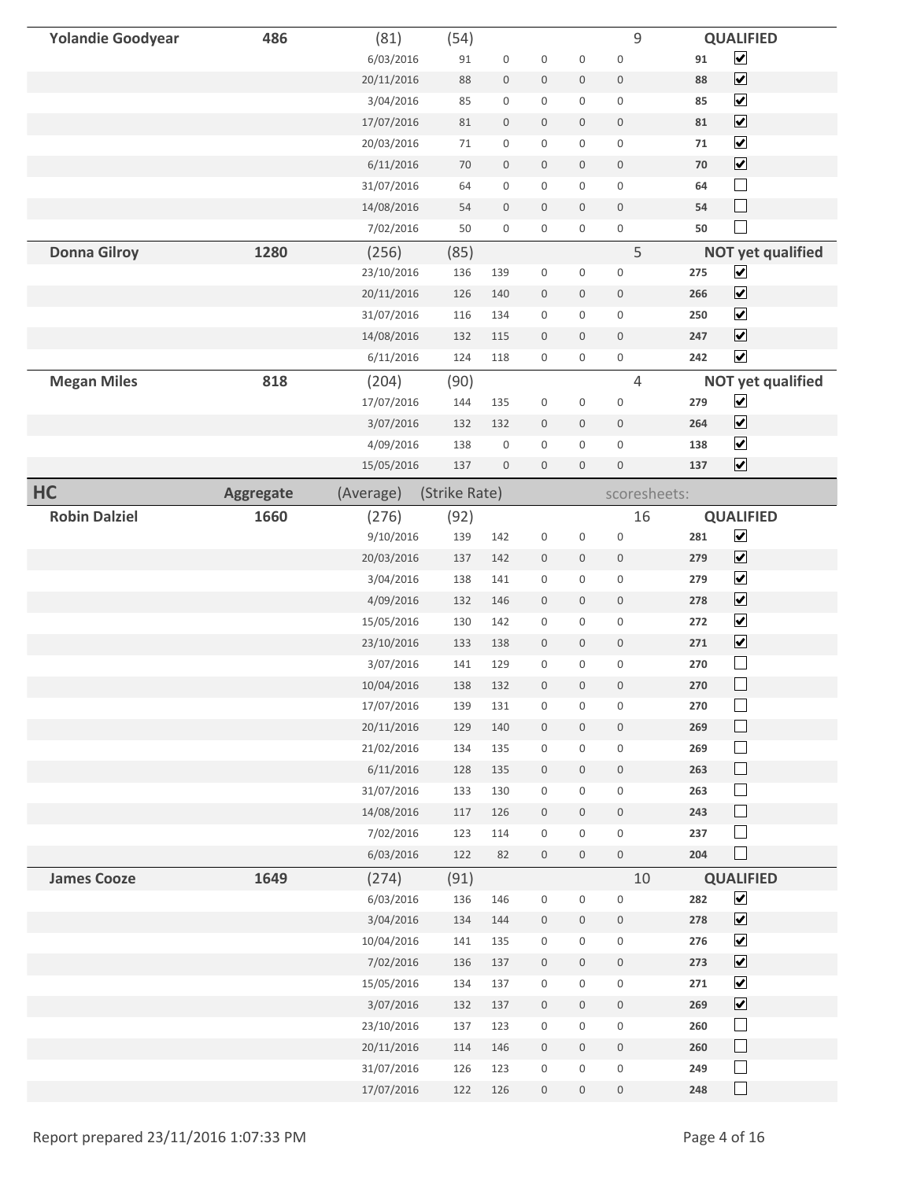| Name | Aggregate | (Average) | (Strike Rate) | | | | | scoresheets: | | |
|---|---|---|---|---|---|---|---|---|---|---|
| **Yolandie Goodyear** | **486** | (81) | (54) | | | | | 9 | | **QUALIFIED** |
| | | 6/03/2016 | 91 | 0 | 0 | 0 | 0 | | **91** | ☑ |
| | | 20/11/2016 | 88 | 0 | 0 | 0 | 0 | | **88** | ☑ |
| | | 3/04/2016 | 85 | 0 | 0 | 0 | 0 | | **85** | ☑ |
| | | 17/07/2016 | 81 | 0 | 0 | 0 | 0 | | **81** | ☑ |
| | | 20/03/2016 | 71 | 0 | 0 | 0 | 0 | | **71** | ☑ |
| | | 6/11/2016 | 70 | 0 | 0 | 0 | 0 | | **70** | ☑ |
| | | 31/07/2016 | 64 | 0 | 0 | 0 | 0 | | **64** | ☐ |
| | | 14/08/2016 | 54 | 0 | 0 | 0 | 0 | | **54** | ☐ |
| | | 7/02/2016 | 50 | 0 | 0 | 0 | 0 | | **50** | ☐ |
| **Donna Gilroy** | **1280** | (256) | (85) | | | | | 5 | | **NOT yet qualified** |
| | | 23/10/2016 | 136 | 139 | 0 | 0 | 0 | | **275** | ☑ |
| | | 20/11/2016 | 126 | 140 | 0 | 0 | 0 | | **266** | ☑ |
| | | 31/07/2016 | 116 | 134 | 0 | 0 | 0 | | **250** | ☑ |
| | | 14/08/2016 | 132 | 115 | 0 | 0 | 0 | | **247** | ☑ |
| | | 6/11/2016 | 124 | 118 | 0 | 0 | 0 | | **242** | ☑ |
| **Megan Miles** | **818** | (204) | (90) | | | | | 4 | | **NOT yet qualified** |
| | | 17/07/2016 | 144 | 135 | 0 | 0 | 0 | | **279** | ☑ |
| | | 3/07/2016 | 132 | 132 | 0 | 0 | 0 | | **264** | ☑ |
| | | 4/09/2016 | 138 | 0 | 0 | 0 | 0 | | **138** | ☑ |
| | | 15/05/2016 | 137 | 0 | 0 | 0 | 0 | | **137** | ☑ |

| **HC** | **Aggregate** | (Average) | (Strike Rate) | | | | | scoresheets: | | |
|---|---|---|---|---|---|---|---|---|---|---|
| **Robin Dalziel** | **1660** | (276) | (92) | | | | | 16 | | **QUALIFIED** |
| | | 9/10/2016 | 139 | 142 | 0 | 0 | 0 | | **281** | ☑ |
| | | 20/03/2016 | 137 | 142 | 0 | 0 | 0 | | **279** | ☑ |
| | | 3/04/2016 | 138 | 141 | 0 | 0 | 0 | | **279** | ☑ |
| | | 4/09/2016 | 132 | 146 | 0 | 0 | 0 | | **278** | ☑ |
| | | 15/05/2016 | 130 | 142 | 0 | 0 | 0 | | **272** | ☑ |
| | | 23/10/2016 | 133 | 138 | 0 | 0 | 0 | | **271** | ☑ |
| | | 3/07/2016 | 141 | 129 | 0 | 0 | 0 | | **270** | ☐ |
| | | 10/04/2016 | 138 | 132 | 0 | 0 | 0 | | **270** | ☐ |
| | | 17/07/2016 | 139 | 131 | 0 | 0 | 0 | | **270** | ☐ |
| | | 20/11/2016 | 129 | 140 | 0 | 0 | 0 | | **269** | ☐ |
| | | 21/02/2016 | 134 | 135 | 0 | 0 | 0 | | **269** | ☐ |
| | | 6/11/2016 | 128 | 135 | 0 | 0 | 0 | | **263** | ☐ |
| | | 31/07/2016 | 133 | 130 | 0 | 0 | 0 | | **263** | ☐ |
| | | 14/08/2016 | 117 | 126 | 0 | 0 | 0 | | **243** | ☐ |
| | | 7/02/2016 | 123 | 114 | 0 | 0 | 0 | | **237** | ☐ |
| | | 6/03/2016 | 122 | 82 | 0 | 0 | 0 | | **204** | ☐ |
| **James Cooze** | **1649** | (274) | (91) | | | | | 10 | | **QUALIFIED** |
| | | 6/03/2016 | 136 | 146 | 0 | 0 | 0 | | **282** | ☑ |
| | | 3/04/2016 | 134 | 144 | 0 | 0 | 0 | | **278** | ☑ |
| | | 10/04/2016 | 141 | 135 | 0 | 0 | 0 | | **276** | ☑ |
| | | 7/02/2016 | 136 | 137 | 0 | 0 | 0 | | **273** | ☑ |
| | | 15/05/2016 | 134 | 137 | 0 | 0 | 0 | | **271** | ☑ |
| | | 3/07/2016 | 132 | 137 | 0 | 0 | 0 | | **269** | ☑ |
| | | 23/10/2016 | 137 | 123 | 0 | 0 | 0 | | **260** | ☐ |
| | | 20/11/2016 | 114 | 146 | 0 | 0 | 0 | | **260** | ☐ |
| | | 31/07/2016 | 126 | 123 | 0 | 0 | 0 | | **249** | ☐ |
| | | 17/07/2016 | 122 | 126 | 0 | 0 | 0 | | **248** | ☐ |

Report prepared 23/11/2016 1:07:33 PM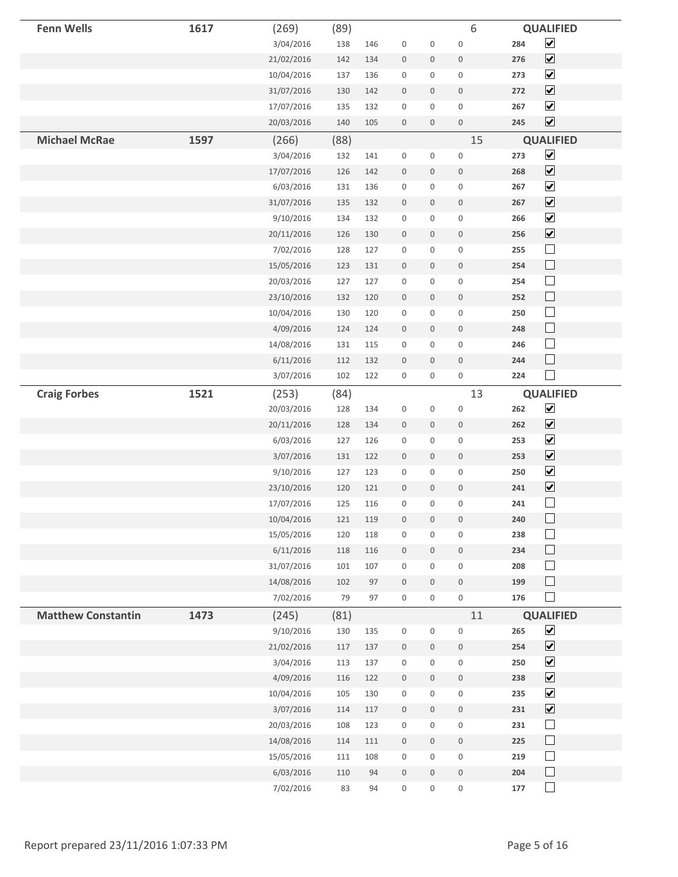| Name | Total | | | | | | | | Status |
|---|---|---|---|---|---|---|---|---|---|
| **Fenn Wells** | **1617** | (269) | (89) | | | | 6 | | **QUALIFIED** |
| | | 3/04/2016 | 138 | 146 | 0 | 0 | 0 | **284** | ☑ |
| | | 21/02/2016 | 142 | 134 | 0 | 0 | 0 | **276** | ☑ |
| | | 10/04/2016 | 137 | 136 | 0 | 0 | 0 | **273** | ☑ |
| | | 31/07/2016 | 130 | 142 | 0 | 0 | 0 | **272** | ☑ |
| | | 17/07/2016 | 135 | 132 | 0 | 0 | 0 | **267** | ☑ |
| | | 20/03/2016 | 140 | 105 | 0 | 0 | 0 | **245** | ☑ |
| **Michael McRae** | **1597** | (266) | (88) | | | | 15 | | **QUALIFIED** |
| | | 3/04/2016 | 132 | 141 | 0 | 0 | 0 | **273** | ☑ |
| | | 17/07/2016 | 126 | 142 | 0 | 0 | 0 | **268** | ☑ |
| | | 6/03/2016 | 131 | 136 | 0 | 0 | 0 | **267** | ☑ |
| | | 31/07/2016 | 135 | 132 | 0 | 0 | 0 | **267** | ☑ |
| | | 9/10/2016 | 134 | 132 | 0 | 0 | 0 | **266** | ☑ |
| | | 20/11/2016 | 126 | 130 | 0 | 0 | 0 | **256** | ☑ |
| | | 7/02/2016 | 128 | 127 | 0 | 0 | 0 | **255** | ☐ |
| | | 15/05/2016 | 123 | 131 | 0 | 0 | 0 | **254** | ☐ |
| | | 20/03/2016 | 127 | 127 | 0 | 0 | 0 | **254** | ☐ |
| | | 23/10/2016 | 132 | 120 | 0 | 0 | 0 | **252** | ☐ |
| | | 10/04/2016 | 130 | 120 | 0 | 0 | 0 | **250** | ☐ |
| | | 4/09/2016 | 124 | 124 | 0 | 0 | 0 | **248** | ☐ |
| | | 14/08/2016 | 131 | 115 | 0 | 0 | 0 | **246** | ☐ |
| | | 6/11/2016 | 112 | 132 | 0 | 0 | 0 | **244** | ☐ |
| | | 3/07/2016 | 102 | 122 | 0 | 0 | 0 | **224** | ☐ |
| **Craig Forbes** | **1521** | (253) | (84) | | | | 13 | | **QUALIFIED** |
| | | 20/03/2016 | 128 | 134 | 0 | 0 | 0 | **262** | ☑ |
| | | 20/11/2016 | 128 | 134 | 0 | 0 | 0 | **262** | ☑ |
| | | 6/03/2016 | 127 | 126 | 0 | 0 | 0 | **253** | ☑ |
| | | 3/07/2016 | 131 | 122 | 0 | 0 | 0 | **253** | ☑ |
| | | 9/10/2016 | 127 | 123 | 0 | 0 | 0 | **250** | ☑ |
| | | 23/10/2016 | 120 | 121 | 0 | 0 | 0 | **241** | ☑ |
| | | 17/07/2016 | 125 | 116 | 0 | 0 | 0 | **241** | ☐ |
| | | 10/04/2016 | 121 | 119 | 0 | 0 | 0 | **240** | ☐ |
| | | 15/05/2016 | 120 | 118 | 0 | 0 | 0 | **238** | ☐ |
| | | 6/11/2016 | 118 | 116 | 0 | 0 | 0 | **234** | ☐ |
| | | 31/07/2016 | 101 | 107 | 0 | 0 | 0 | **208** | ☐ |
| | | 14/08/2016 | 102 | 97 | 0 | 0 | 0 | **199** | ☐ |
| | | 7/02/2016 | 79 | 97 | 0 | 0 | 0 | **176** | ☐ |
| **Matthew Constantin** | **1473** | (245) | (81) | | | | 11 | | **QUALIFIED** |
| | | 9/10/2016 | 130 | 135 | 0 | 0 | 0 | **265** | ☑ |
| | | 21/02/2016 | 117 | 137 | 0 | 0 | 0 | **254** | ☑ |
| | | 3/04/2016 | 113 | 137 | 0 | 0 | 0 | **250** | ☑ |
| | | 4/09/2016 | 116 | 122 | 0 | 0 | 0 | **238** | ☑ |
| | | 10/04/2016 | 105 | 130 | 0 | 0 | 0 | **235** | ☑ |
| | | 3/07/2016 | 114 | 117 | 0 | 0 | 0 | **231** | ☑ |
| | | 20/03/2016 | 108 | 123 | 0 | 0 | 0 | **231** | ☐ |
| | | 14/08/2016 | 114 | 111 | 0 | 0 | 0 | **225** | ☐ |
| | | 15/05/2016 | 111 | 108 | 0 | 0 | 0 | **219** | ☐ |
| | | 6/03/2016 | 110 | 94 | 0 | 0 | 0 | **204** | ☐ |
| | | 7/02/2016 | 83 | 94 | 0 | 0 | 0 | **177** | ☐ |

Report prepared 23/11/2016 1:07:33 PM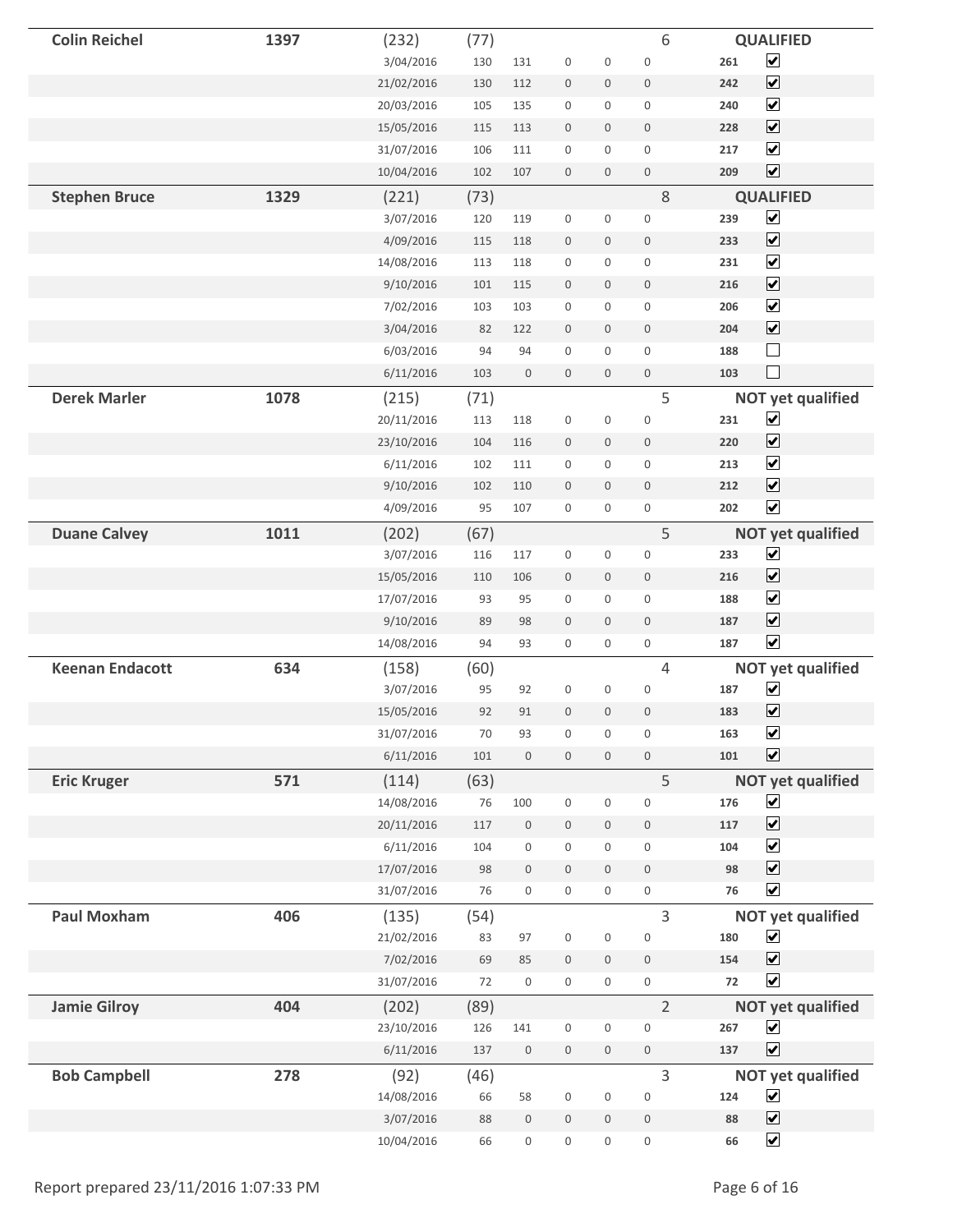| Name | Total | | | | | | | Count | Score | Status |
|---|---|---|---|---|---|---|---|---|---|---|
| **Colin Reichel** | **1397** | (232) | (77) | | | | | 6 | | **QUALIFIED** |
| | | 3/04/2016 | 130 | 131 | 0 | 0 | 0 | | **261** | ☑ |
| | | 21/02/2016 | 130 | 112 | 0 | 0 | 0 | | **242** | ☑ |
| | | 20/03/2016 | 105 | 135 | 0 | 0 | 0 | | **240** | ☑ |
| | | 15/05/2016 | 115 | 113 | 0 | 0 | 0 | | **228** | ☑ |
| | | 31/07/2016 | 106 | 111 | 0 | 0 | 0 | | **217** | ☑ |
| | | 10/04/2016 | 102 | 107 | 0 | 0 | 0 | | **209** | ☑ |
| **Stephen Bruce** | **1329** | (221) | (73) | | | | | 8 | | **QUALIFIED** |
| | | 3/07/2016 | 120 | 119 | 0 | 0 | 0 | | **239** | ☑ |
| | | 4/09/2016 | 115 | 118 | 0 | 0 | 0 | | **233** | ☑ |
| | | 14/08/2016 | 113 | 118 | 0 | 0 | 0 | | **231** | ☑ |
| | | 9/10/2016 | 101 | 115 | 0 | 0 | 0 | | **216** | ☑ |
| | | 7/02/2016 | 103 | 103 | 0 | 0 | 0 | | **206** | ☑ |
| | | 3/04/2016 | 82 | 122 | 0 | 0 | 0 | | **204** | ☑ |
| | | 6/03/2016 | 94 | 94 | 0 | 0 | 0 | | **188** | ☐ |
| | | 6/11/2016 | 103 | 0 | 0 | 0 | 0 | | **103** | ☐ |
| **Derek Marler** | **1078** | (215) | (71) | | | | | 5 | | **NOT yet qualified** |
| | | 20/11/2016 | 113 | 118 | 0 | 0 | 0 | | **231** | ☑ |
| | | 23/10/2016 | 104 | 116 | 0 | 0 | 0 | | **220** | ☑ |
| | | 6/11/2016 | 102 | 111 | 0 | 0 | 0 | | **213** | ☑ |
| | | 9/10/2016 | 102 | 110 | 0 | 0 | 0 | | **212** | ☑ |
| | | 4/09/2016 | 95 | 107 | 0 | 0 | 0 | | **202** | ☑ |
| **Duane Calvey** | **1011** | (202) | (67) | | | | | 5 | | **NOT yet qualified** |
| | | 3/07/2016 | 116 | 117 | 0 | 0 | 0 | | **233** | ☑ |
| | | 15/05/2016 | 110 | 106 | 0 | 0 | 0 | | **216** | ☑ |
| | | 17/07/2016 | 93 | 95 | 0 | 0 | 0 | | **188** | ☑ |
| | | 9/10/2016 | 89 | 98 | 0 | 0 | 0 | | **187** | ☑ |
| | | 14/08/2016 | 94 | 93 | 0 | 0 | 0 | | **187** | ☑ |
| **Keenan Endacott** | **634** | (158) | (60) | | | | | 4 | | **NOT yet qualified** |
| | | 3/07/2016 | 95 | 92 | 0 | 0 | 0 | | **187** | ☑ |
| | | 15/05/2016 | 92 | 91 | 0 | 0 | 0 | | **183** | ☑ |
| | | 31/07/2016 | 70 | 93 | 0 | 0 | 0 | | **163** | ☑ |
| | | 6/11/2016 | 101 | 0 | 0 | 0 | 0 | | **101** | ☑ |
| **Eric Kruger** | **571** | (114) | (63) | | | | | 5 | | **NOT yet qualified** |
| | | 14/08/2016 | 76 | 100 | 0 | 0 | 0 | | **176** | ☑ |
| | | 20/11/2016 | 117 | 0 | 0 | 0 | 0 | | **117** | ☑ |
| | | 6/11/2016 | 104 | 0 | 0 | 0 | 0 | | **104** | ☑ |
| | | 17/07/2016 | 98 | 0 | 0 | 0 | 0 | | **98** | ☑ |
| | | 31/07/2016 | 76 | 0 | 0 | 0 | 0 | | **76** | ☑ |
| **Paul Moxham** | **406** | (135) | (54) | | | | | 3 | | **NOT yet qualified** |
| | | 21/02/2016 | 83 | 97 | 0 | 0 | 0 | | **180** | ☑ |
| | | 7/02/2016 | 69 | 85 | 0 | 0 | 0 | | **154** | ☑ |
| | | 31/07/2016 | 72 | 0 | 0 | 0 | 0 | | **72** | ☑ |
| **Jamie Gilroy** | **404** | (202) | (89) | | | | | 2 | | **NOT yet qualified** |
| | | 23/10/2016 | 126 | 141 | 0 | 0 | 0 | | **267** | ☑ |
| | | 6/11/2016 | 137 | 0 | 0 | 0 | 0 | | **137** | ☑ |
| **Bob Campbell** | **278** | (92) | (46) | | | | | 3 | | **NOT yet qualified** |
| | | 14/08/2016 | 66 | 58 | 0 | 0 | 0 | | **124** | ☑ |
| | | 3/07/2016 | 88 | 0 | 0 | 0 | 0 | | **88** | ☑ |
| | | 10/04/2016 | 66 | 0 | 0 | 0 | 0 | | **66** | ☑ |

Report prepared 23/11/2016 1:07:33 PM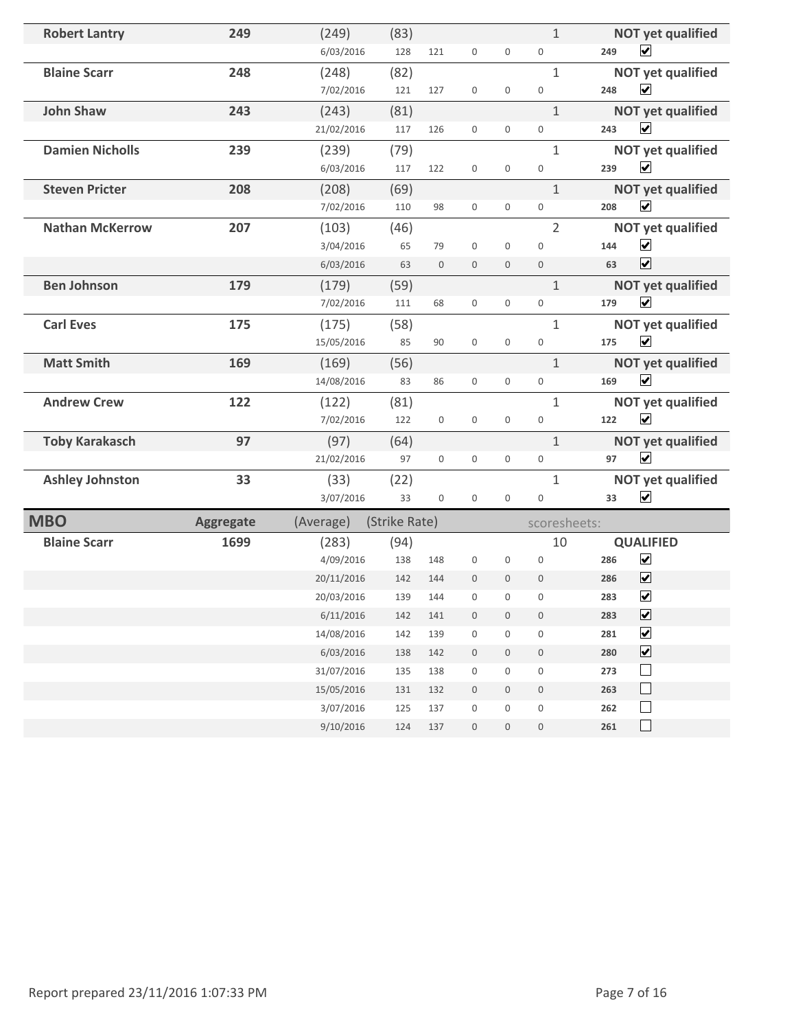| Name | Aggregate | (Average) | (Strike Rate) | | | | | scoresheets: | | |
|---|---|---|---|---|---|---|---|---|---|---|
| **Robert Lantry** | **249** | (249) | (83) | | | | | 1 | | **NOT yet qualified** |
| | | 6/03/2016 | 128 | 121 | 0 | 0 | 0 | | 249 | ☑ |
| **Blaine Scarr** | **248** | (248) | (82) | | | | | 1 | | **NOT yet qualified** |
| | | 7/02/2016 | 121 | 127 | 0 | 0 | 0 | | 248 | ☑ |
| **John Shaw** | **243** | (243) | (81) | | | | | 1 | | **NOT yet qualified** |
| | | 21/02/2016 | 117 | 126 | 0 | 0 | 0 | | 243 | ☑ |
| **Damien Nicholls** | **239** | (239) | (79) | | | | | 1 | | **NOT yet qualified** |
| | | 6/03/2016 | 117 | 122 | 0 | 0 | 0 | | 239 | ☑ |
| **Steven Pricter** | **208** | (208) | (69) | | | | | 1 | | **NOT yet qualified** |
| | | 7/02/2016 | 110 | 98 | 0 | 0 | 0 | | 208 | ☑ |
| **Nathan McKerrow** | **207** | (103) | (46) | | | | | 2 | | **NOT yet qualified** |
| | | 3/04/2016 | 65 | 79 | 0 | 0 | 0 | | 144 | ☑ |
| | | 6/03/2016 | 63 | 0 | 0 | 0 | 0 | | 63 | ☑ |
| **Ben Johnson** | **179** | (179) | (59) | | | | | 1 | | **NOT yet qualified** |
| | | 7/02/2016 | 111 | 68 | 0 | 0 | 0 | | 179 | ☑ |
| **Carl Eves** | **175** | (175) | (58) | | | | | 1 | | **NOT yet qualified** |
| | | 15/05/2016 | 85 | 90 | 0 | 0 | 0 | | 175 | ☑ |
| **Matt Smith** | **169** | (169) | (56) | | | | | 1 | | **NOT yet qualified** |
| | | 14/08/2016 | 83 | 86 | 0 | 0 | 0 | | 169 | ☑ |
| **Andrew Crew** | **122** | (122) | (81) | | | | | 1 | | **NOT yet qualified** |
| | | 7/02/2016 | 122 | 0 | 0 | 0 | 0 | | 122 | ☑ |
| **Toby Karakasch** | **97** | (97) | (64) | | | | | 1 | | **NOT yet qualified** |
| | | 21/02/2016 | 97 | 0 | 0 | 0 | 0 | | 97 | ☑ |
| **Ashley Johnston** | **33** | (33) | (22) | | | | | 1 | | **NOT yet qualified** |
| | | 3/07/2016 | 33 | 0 | 0 | 0 | 0 | | 33 | ☑ |

| **MBO** | **Aggregate** | (Average) | (Strike Rate) | | | | | scoresheets: | | |
|---|---|---|---|---|---|---|---|---|---|---|
| **Blaine Scarr** | **1699** | (283) | (94) | | | | | 10 | | **QUALIFIED** |
| | | 4/09/2016 | 138 | 148 | 0 | 0 | 0 | | 286 | ☑ |
| | | 20/11/2016 | 142 | 144 | 0 | 0 | 0 | | 286 | ☑ |
| | | 20/03/2016 | 139 | 144 | 0 | 0 | 0 | | 283 | ☑ |
| | | 6/11/2016 | 142 | 141 | 0 | 0 | 0 | | 283 | ☑ |
| | | 14/08/2016 | 142 | 139 | 0 | 0 | 0 | | 281 | ☑ |
| | | 6/03/2016 | 138 | 142 | 0 | 0 | 0 | | 280 | ☑ |
| | | 31/07/2016 | 135 | 138 | 0 | 0 | 0 | | 273 | ☐ |
| | | 15/05/2016 | 131 | 132 | 0 | 0 | 0 | | 263 | ☐ |
| | | 3/07/2016 | 125 | 137 | 0 | 0 | 0 | | 262 | ☐ |
| | | 9/10/2016 | 124 | 137 | 0 | 0 | 0 | | 261 | ☐ |

Report prepared 23/11/2016 1:07:33 PM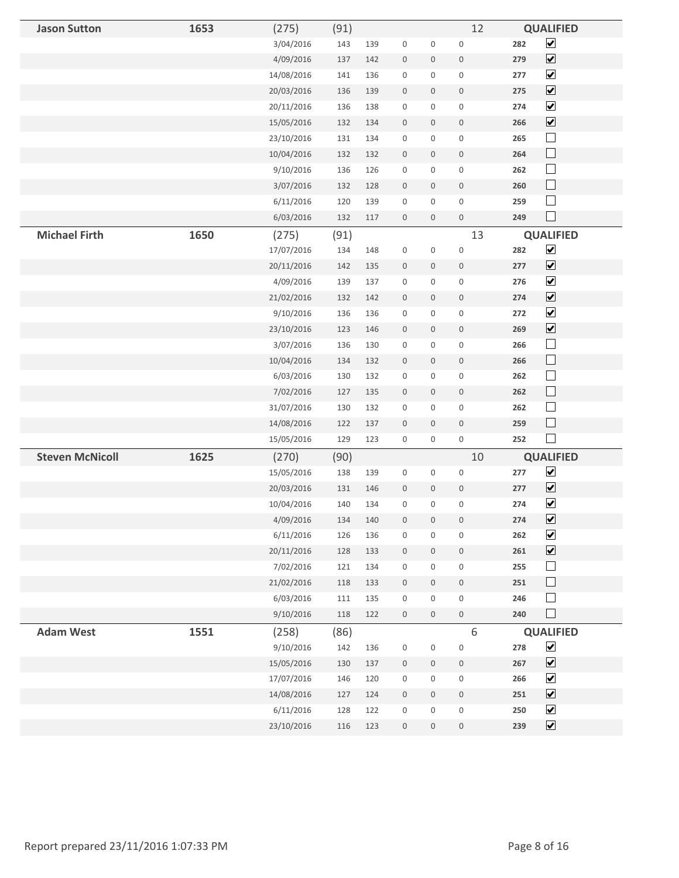| Name | Total | Date | Score 1 | Score 2 | | | | Count / Score | Qualified |
|---|---|---|---|---|---|---|---|---|---|
| **Jason Sutton** | **1653** | (275) | (91) | | | | | 12 | **QUALIFIED** |
| | | 3/04/2016 | 143 | 139 | 0 | 0 | 0 | **282** | ☑ |
| | | 4/09/2016 | 137 | 142 | 0 | 0 | 0 | **279** | ☑ |
| | | 14/08/2016 | 141 | 136 | 0 | 0 | 0 | **277** | ☑ |
| | | 20/03/2016 | 136 | 139 | 0 | 0 | 0 | **275** | ☑ |
| | | 20/11/2016 | 136 | 138 | 0 | 0 | 0 | **274** | ☑ |
| | | 15/05/2016 | 132 | 134 | 0 | 0 | 0 | **266** | ☑ |
| | | 23/10/2016 | 131 | 134 | 0 | 0 | 0 | **265** | ☐ |
| | | 10/04/2016 | 132 | 132 | 0 | 0 | 0 | **264** | ☐ |
| | | 9/10/2016 | 136 | 126 | 0 | 0 | 0 | **262** | ☐ |
| | | 3/07/2016 | 132 | 128 | 0 | 0 | 0 | **260** | ☐ |
| | | 6/11/2016 | 120 | 139 | 0 | 0 | 0 | **259** | ☐ |
| | | 6/03/2016 | 132 | 117 | 0 | 0 | 0 | **249** | ☐ |
| **Michael Firth** | **1650** | (275) | (91) | | | | | 13 | **QUALIFIED** |
| | | 17/07/2016 | 134 | 148 | 0 | 0 | 0 | **282** | ☑ |
| | | 20/11/2016 | 142 | 135 | 0 | 0 | 0 | **277** | ☑ |
| | | 4/09/2016 | 139 | 137 | 0 | 0 | 0 | **276** | ☑ |
| | | 21/02/2016 | 132 | 142 | 0 | 0 | 0 | **274** | ☑ |
| | | 9/10/2016 | 136 | 136 | 0 | 0 | 0 | **272** | ☑ |
| | | 23/10/2016 | 123 | 146 | 0 | 0 | 0 | **269** | ☑ |
| | | 3/07/2016 | 136 | 130 | 0 | 0 | 0 | **266** | ☐ |
| | | 10/04/2016 | 134 | 132 | 0 | 0 | 0 | **266** | ☐ |
| | | 6/03/2016 | 130 | 132 | 0 | 0 | 0 | **262** | ☐ |
| | | 7/02/2016 | 127 | 135 | 0 | 0 | 0 | **262** | ☐ |
| | | 31/07/2016 | 130 | 132 | 0 | 0 | 0 | **262** | ☐ |
| | | 14/08/2016 | 122 | 137 | 0 | 0 | 0 | **259** | ☐ |
| | | 15/05/2016 | 129 | 123 | 0 | 0 | 0 | **252** | ☐ |
| **Steven McNicoll** | **1625** | (270) | (90) | | | | | 10 | **QUALIFIED** |
| | | 15/05/2016 | 138 | 139 | 0 | 0 | 0 | **277** | ☑ |
| | | 20/03/2016 | 131 | 146 | 0 | 0 | 0 | **277** | ☑ |
| | | 10/04/2016 | 140 | 134 | 0 | 0 | 0 | **274** | ☑ |
| | | 4/09/2016 | 134 | 140 | 0 | 0 | 0 | **274** | ☑ |
| | | 6/11/2016 | 126 | 136 | 0 | 0 | 0 | **262** | ☑ |
| | | 20/11/2016 | 128 | 133 | 0 | 0 | 0 | **261** | ☑ |
| | | 7/02/2016 | 121 | 134 | 0 | 0 | 0 | **255** | ☐ |
| | | 21/02/2016 | 118 | 133 | 0 | 0 | 0 | **251** | ☐ |
| | | 6/03/2016 | 111 | 135 | 0 | 0 | 0 | **246** | ☐ |
| | | 9/10/2016 | 118 | 122 | 0 | 0 | 0 | **240** | ☐ |
| **Adam West** | **1551** | (258) | (86) | | | | | 6 | **QUALIFIED** |
| | | 9/10/2016 | 142 | 136 | 0 | 0 | 0 | **278** | ☑ |
| | | 15/05/2016 | 130 | 137 | 0 | 0 | 0 | **267** | ☑ |
| | | 17/07/2016 | 146 | 120 | 0 | 0 | 0 | **266** | ☑ |
| | | 14/08/2016 | 127 | 124 | 0 | 0 | 0 | **251** | ☑ |
| | | 6/11/2016 | 128 | 122 | 0 | 0 | 0 | **250** | ☑ |
| | | 23/10/2016 | 116 | 123 | 0 | 0 | 0 | **239** | ☑ |

Report prepared 23/11/2016 1:07:33 PM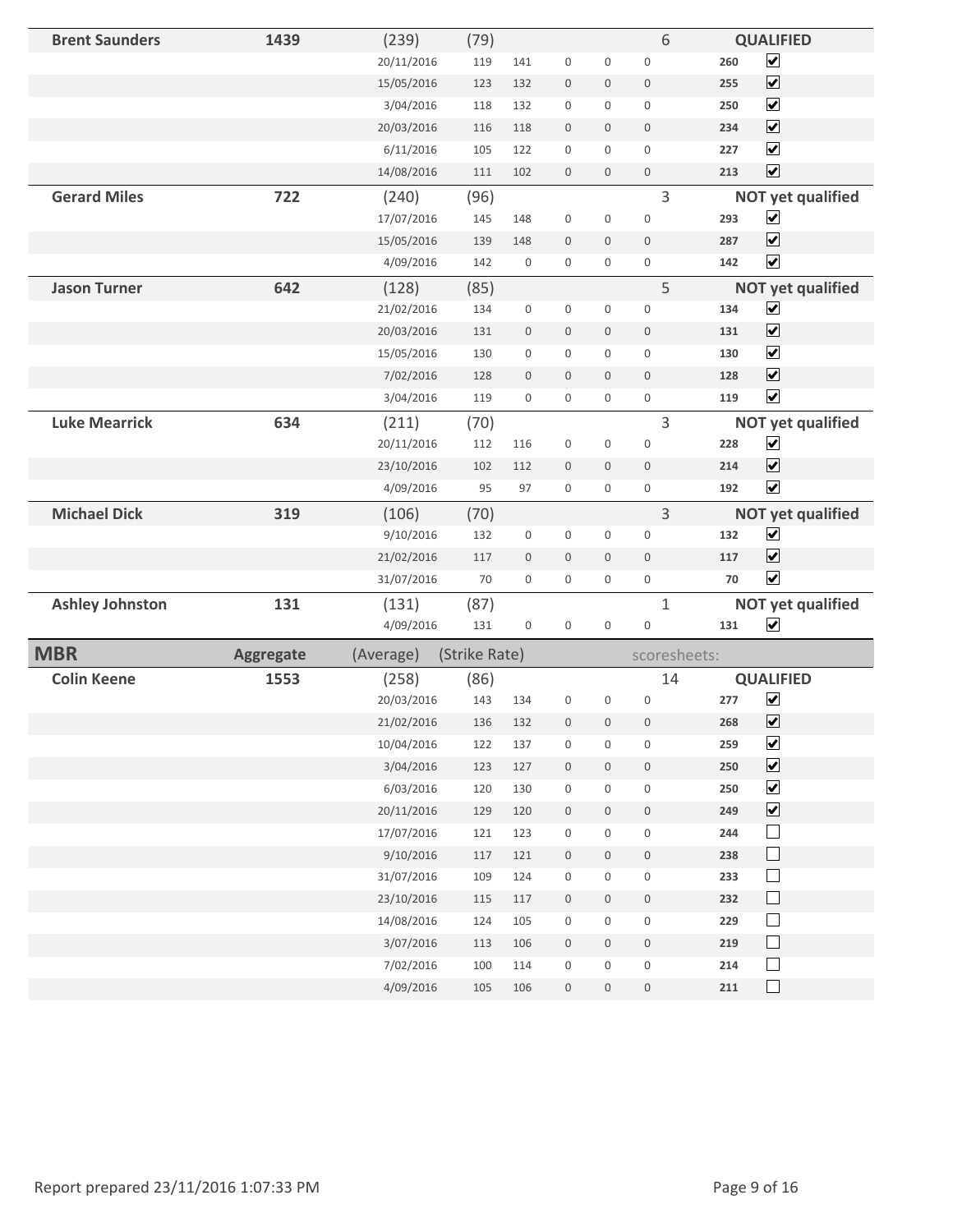| | | | | | | | | | | |
|---|---|---|---|---|---|---|---|---|---|---|
| **Brent Saunders** | **1439** | (239) | (79) | | | | | 6 | | **QUALIFIED** |
| | | 20/11/2016 | 119 | 141 | 0 | 0 | 0 | | **260** | ☑ |
| | | 15/05/2016 | 123 | 132 | 0 | 0 | 0 | | **255** | ☑ |
| | | 3/04/2016 | 118 | 132 | 0 | 0 | 0 | | **250** | ☑ |
| | | 20/03/2016 | 116 | 118 | 0 | 0 | 0 | | **234** | ☑ |
| | | 6/11/2016 | 105 | 122 | 0 | 0 | 0 | | **227** | ☑ |
| | | 14/08/2016 | 111 | 102 | 0 | 0 | 0 | | **213** | ☑ |
| **Gerard Miles** | **722** | (240) | (96) | | | | | 3 | | **NOT yet qualified** |
| | | 17/07/2016 | 145 | 148 | 0 | 0 | 0 | | **293** | ☑ |
| | | 15/05/2016 | 139 | 148 | 0 | 0 | 0 | | **287** | ☑ |
| | | 4/09/2016 | 142 | 0 | 0 | 0 | 0 | | **142** | ☑ |
| **Jason Turner** | **642** | (128) | (85) | | | | | 5 | | **NOT yet qualified** |
| | | 21/02/2016 | 134 | 0 | 0 | 0 | 0 | | **134** | ☑ |
| | | 20/03/2016 | 131 | 0 | 0 | 0 | 0 | | **131** | ☑ |
| | | 15/05/2016 | 130 | 0 | 0 | 0 | 0 | | **130** | ☑ |
| | | 7/02/2016 | 128 | 0 | 0 | 0 | 0 | | **128** | ☑ |
| | | 3/04/2016 | 119 | 0 | 0 | 0 | 0 | | **119** | ☑ |
| **Luke Mearrick** | **634** | (211) | (70) | | | | | 3 | | **NOT yet qualified** |
| | | 20/11/2016 | 112 | 116 | 0 | 0 | 0 | | **228** | ☑ |
| | | 23/10/2016 | 102 | 112 | 0 | 0 | 0 | | **214** | ☑ |
| | | 4/09/2016 | 95 | 97 | 0 | 0 | 0 | | **192** | ☑ |
| **Michael Dick** | **319** | (106) | (70) | | | | | 3 | | **NOT yet qualified** |
| | | 9/10/2016 | 132 | 0 | 0 | 0 | 0 | | **132** | ☑ |
| | | 21/02/2016 | 117 | 0 | 0 | 0 | 0 | | **117** | ☑ |
| | | 31/07/2016 | 70 | 0 | 0 | 0 | 0 | | **70** | ☑ |
| **Ashley Johnston** | **131** | (131) | (87) | | | | | 1 | | **NOT yet qualified** |
| | | 4/09/2016 | 131 | 0 | 0 | 0 | 0 | | **131** | ☑ |

| **MBR** | **Aggregate** | (Average) | (Strike Rate) | | | | | scoresheets: | | |
|---|---|---|---|---|---|---|---|---|---|---|
| **Colin Keene** | **1553** | (258) | (86) | | | | | 14 | | **QUALIFIED** |
| | | 20/03/2016 | 143 | 134 | 0 | 0 | 0 | | **277** | ☑ |
| | | 21/02/2016 | 136 | 132 | 0 | 0 | 0 | | **268** | ☑ |
| | | 10/04/2016 | 122 | 137 | 0 | 0 | 0 | | **259** | ☑ |
| | | 3/04/2016 | 123 | 127 | 0 | 0 | 0 | | **250** | ☑ |
| | | 6/03/2016 | 120 | 130 | 0 | 0 | 0 | | **250** | ☑ |
| | | 20/11/2016 | 129 | 120 | 0 | 0 | 0 | | **249** | ☑ |
| | | 17/07/2016 | 121 | 123 | 0 | 0 | 0 | | **244** | ☐ |
| | | 9/10/2016 | 117 | 121 | 0 | 0 | 0 | | **238** | ☐ |
| | | 31/07/2016 | 109 | 124 | 0 | 0 | 0 | | **233** | ☐ |
| | | 23/10/2016 | 115 | 117 | 0 | 0 | 0 | | **232** | ☐ |
| | | 14/08/2016 | 124 | 105 | 0 | 0 | 0 | | **229** | ☐ |
| | | 3/07/2016 | 113 | 106 | 0 | 0 | 0 | | **219** | ☐ |
| | | 7/02/2016 | 100 | 114 | 0 | 0 | 0 | | **214** | ☐ |
| | | 4/09/2016 | 105 | 106 | 0 | 0 | 0 | | **211** | ☐ |

Report prepared 23/11/2016 1:07:33 PM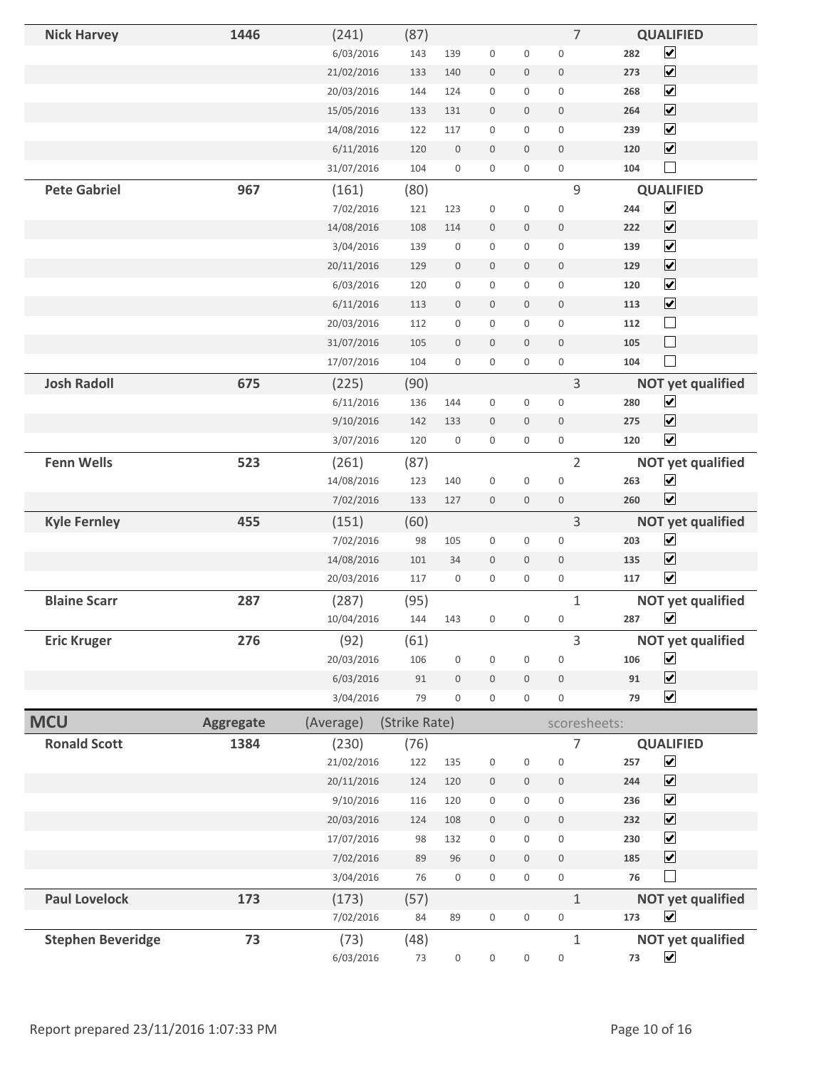| Name | Aggregate | (Average) | (Strike Rate) | | | | | scoresheets: | | |
|---|---|---|---|---|---|---|---|---|---|---|
| **Nick Harvey** | **1446** | (241) | (87) | | | | | 7 | **QUALIFIED** | |
| | | 6/03/2016 | 143 | 139 | 0 | 0 | 0 | | **282** | ☑ |
| | | 21/02/2016 | 133 | 140 | 0 | 0 | 0 | | **273** | ☑ |
| | | 20/03/2016 | 144 | 124 | 0 | 0 | 0 | | **268** | ☑ |
| | | 15/05/2016 | 133 | 131 | 0 | 0 | 0 | | **264** | ☑ |
| | | 14/08/2016 | 122 | 117 | 0 | 0 | 0 | | **239** | ☑ |
| | | 6/11/2016 | 120 | 0 | 0 | 0 | 0 | | **120** | ☑ |
| | | 31/07/2016 | 104 | 0 | 0 | 0 | 0 | | **104** | ☐ |
| **Pete Gabriel** | **967** | (161) | (80) | | | | | 9 | **QUALIFIED** | |
| | | 7/02/2016 | 121 | 123 | 0 | 0 | 0 | | **244** | ☑ |
| | | 14/08/2016 | 108 | 114 | 0 | 0 | 0 | | **222** | ☑ |
| | | 3/04/2016 | 139 | 0 | 0 | 0 | 0 | | **139** | ☑ |
| | | 20/11/2016 | 129 | 0 | 0 | 0 | 0 | | **129** | ☑ |
| | | 6/03/2016 | 120 | 0 | 0 | 0 | 0 | | **120** | ☑ |
| | | 6/11/2016 | 113 | 0 | 0 | 0 | 0 | | **113** | ☑ |
| | | 20/03/2016 | 112 | 0 | 0 | 0 | 0 | | **112** | ☐ |
| | | 31/07/2016 | 105 | 0 | 0 | 0 | 0 | | **105** | ☐ |
| | | 17/07/2016 | 104 | 0 | 0 | 0 | 0 | | **104** | ☐ |
| **Josh Radoll** | **675** | (225) | (90) | | | | | 3 | **NOT yet qualified** | |
| | | 6/11/2016 | 136 | 144 | 0 | 0 | 0 | | **280** | ☑ |
| | | 9/10/2016 | 142 | 133 | 0 | 0 | 0 | | **275** | ☑ |
| | | 3/07/2016 | 120 | 0 | 0 | 0 | 0 | | **120** | ☑ |
| **Fenn Wells** | **523** | (261) | (87) | | | | | 2 | **NOT yet qualified** | |
| | | 14/08/2016 | 123 | 140 | 0 | 0 | 0 | | **263** | ☑ |
| | | 7/02/2016 | 133 | 127 | 0 | 0 | 0 | | **260** | ☑ |
| **Kyle Fernley** | **455** | (151) | (60) | | | | | 3 | **NOT yet qualified** | |
| | | 7/02/2016 | 98 | 105 | 0 | 0 | 0 | | **203** | ☑ |
| | | 14/08/2016 | 101 | 34 | 0 | 0 | 0 | | **135** | ☑ |
| | | 20/03/2016 | 117 | 0 | 0 | 0 | 0 | | **117** | ☑ |
| **Blaine Scarr** | **287** | (287) | (95) | | | | | 1 | **NOT yet qualified** | |
| | | 10/04/2016 | 144 | 143 | 0 | 0 | 0 | | **287** | ☑ |
| **Eric Kruger** | **276** | (92) | (61) | | | | | 3 | **NOT yet qualified** | |
| | | 20/03/2016 | 106 | 0 | 0 | 0 | 0 | | **106** | ☑ |
| | | 6/03/2016 | 91 | 0 | 0 | 0 | 0 | | **91** | ☑ |
| | | 3/04/2016 | 79 | 0 | 0 | 0 | 0 | | **79** | ☑ |

| **MCU** | **Aggregate** | (Average) | (Strike Rate) | | | | | scoresheets: | | |
|---|---|---|---|---|---|---|---|---|---|---|
| **Ronald Scott** | **1384** | (230) | (76) | | | | | 7 | **QUALIFIED** | |
| | | 21/02/2016 | 122 | 135 | 0 | 0 | 0 | | **257** | ☑ |
| | | 20/11/2016 | 124 | 120 | 0 | 0 | 0 | | **244** | ☑ |
| | | 9/10/2016 | 116 | 120 | 0 | 0 | 0 | | **236** | ☑ |
| | | 20/03/2016 | 124 | 108 | 0 | 0 | 0 | | **232** | ☑ |
| | | 17/07/2016 | 98 | 132 | 0 | 0 | 0 | | **230** | ☑ |
| | | 7/02/2016 | 89 | 96 | 0 | 0 | 0 | | **185** | ☑ |
| | | 3/04/2016 | 76 | 0 | 0 | 0 | 0 | | **76** | ☐ |
| **Paul Lovelock** | **173** | (173) | (57) | | | | | 1 | **NOT yet qualified** | |
| | | 7/02/2016 | 84 | 89 | 0 | 0 | 0 | | **173** | ☑ |
| **Stephen Beveridge** | **73** | (73) | (48) | | | | | 1 | **NOT yet qualified** | |
| | | 6/03/2016 | 73 | 0 | 0 | 0 | 0 | | **73** | ☑ |

Report prepared 23/11/2016 1:07:33 PM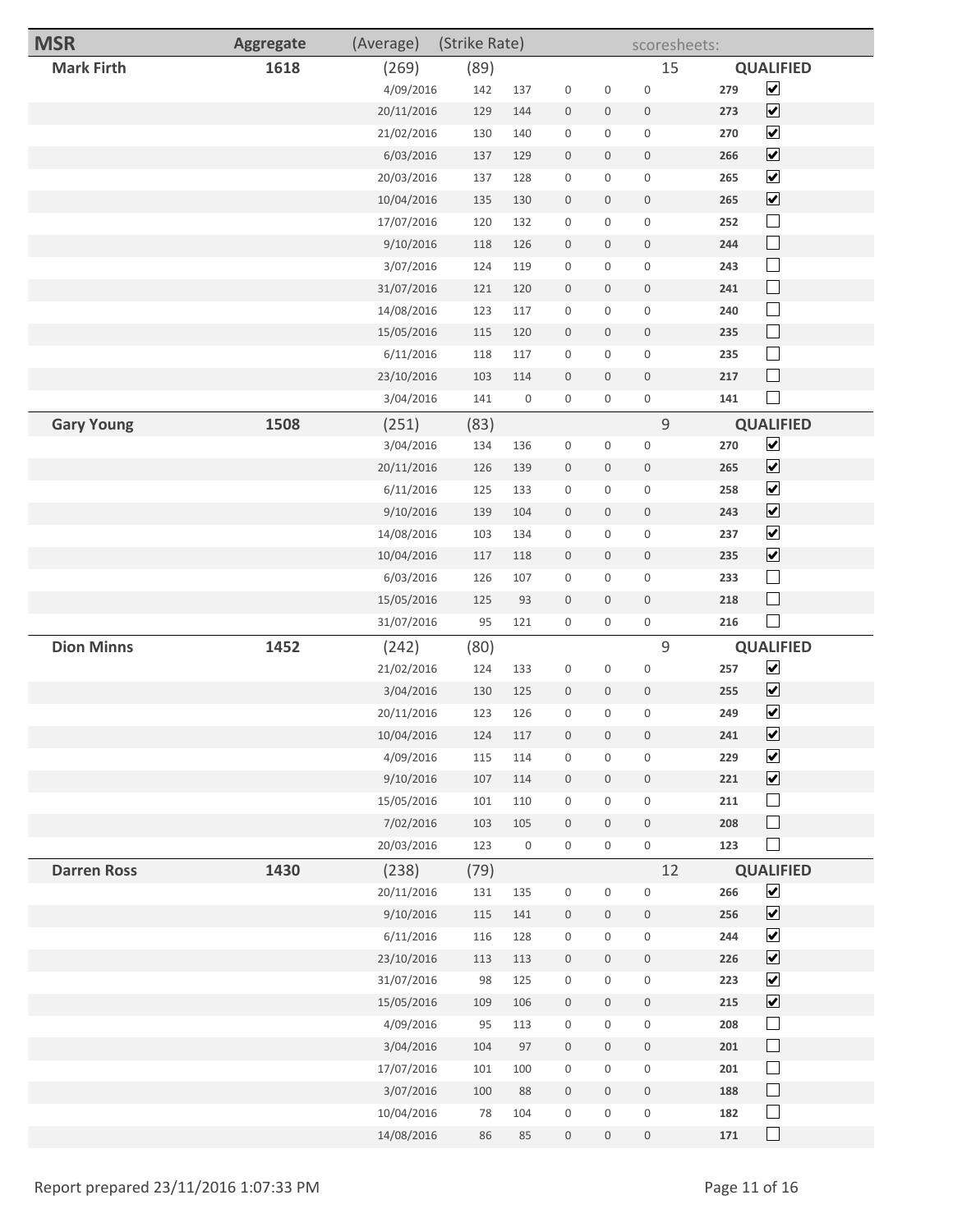| MSR | Aggregate | (Average) | (Strike Rate) | | | | | scoresheets: | | |
|---|---|---|---|---|---|---|---|---|---|---|
| **Mark Firth** | **1618** | (269) | (89) | | | | | 15 | **QUALIFIED** | |
| | | 4/09/2016 | 142 | 137 | 0 | 0 | 0 | | **279** | ☑ |
| | | 20/11/2016 | 129 | 144 | 0 | 0 | 0 | | **273** | ☑ |
| | | 21/02/2016 | 130 | 140 | 0 | 0 | 0 | | **270** | ☑ |
| | | 6/03/2016 | 137 | 129 | 0 | 0 | 0 | | **266** | ☑ |
| | | 20/03/2016 | 137 | 128 | 0 | 0 | 0 | | **265** | ☑ |
| | | 10/04/2016 | 135 | 130 | 0 | 0 | 0 | | **265** | ☑ |
| | | 17/07/2016 | 120 | 132 | 0 | 0 | 0 | | **252** | ☐ |
| | | 9/10/2016 | 118 | 126 | 0 | 0 | 0 | | **244** | ☐ |
| | | 3/07/2016 | 124 | 119 | 0 | 0 | 0 | | **243** | ☐ |
| | | 31/07/2016 | 121 | 120 | 0 | 0 | 0 | | **241** | ☐ |
| | | 14/08/2016 | 123 | 117 | 0 | 0 | 0 | | **240** | ☐ |
| | | 15/05/2016 | 115 | 120 | 0 | 0 | 0 | | **235** | ☐ |
| | | 6/11/2016 | 118 | 117 | 0 | 0 | 0 | | **235** | ☐ |
| | | 23/10/2016 | 103 | 114 | 0 | 0 | 0 | | **217** | ☐ |
| | | 3/04/2016 | 141 | 0 | 0 | 0 | 0 | | **141** | ☐ |
| **Gary Young** | **1508** | (251) | (83) | | | | | 9 | **QUALIFIED** | |
| | | 3/04/2016 | 134 | 136 | 0 | 0 | 0 | | **270** | ☑ |
| | | 20/11/2016 | 126 | 139 | 0 | 0 | 0 | | **265** | ☑ |
| | | 6/11/2016 | 125 | 133 | 0 | 0 | 0 | | **258** | ☑ |
| | | 9/10/2016 | 139 | 104 | 0 | 0 | 0 | | **243** | ☑ |
| | | 14/08/2016 | 103 | 134 | 0 | 0 | 0 | | **237** | ☑ |
| | | 10/04/2016 | 117 | 118 | 0 | 0 | 0 | | **235** | ☑ |
| | | 6/03/2016 | 126 | 107 | 0 | 0 | 0 | | **233** | ☐ |
| | | 15/05/2016 | 125 | 93 | 0 | 0 | 0 | | **218** | ☐ |
| | | 31/07/2016 | 95 | 121 | 0 | 0 | 0 | | **216** | ☐ |
| **Dion Minns** | **1452** | (242) | (80) | | | | | 9 | **QUALIFIED** | |
| | | 21/02/2016 | 124 | 133 | 0 | 0 | 0 | | **257** | ☑ |
| | | 3/04/2016 | 130 | 125 | 0 | 0 | 0 | | **255** | ☑ |
| | | 20/11/2016 | 123 | 126 | 0 | 0 | 0 | | **249** | ☑ |
| | | 10/04/2016 | 124 | 117 | 0 | 0 | 0 | | **241** | ☑ |
| | | 4/09/2016 | 115 | 114 | 0 | 0 | 0 | | **229** | ☑ |
| | | 9/10/2016 | 107 | 114 | 0 | 0 | 0 | | **221** | ☑ |
| | | 15/05/2016 | 101 | 110 | 0 | 0 | 0 | | **211** | ☐ |
| | | 7/02/2016 | 103 | 105 | 0 | 0 | 0 | | **208** | ☐ |
| | | 20/03/2016 | 123 | 0 | 0 | 0 | 0 | | **123** | ☐ |
| **Darren Ross** | **1430** | (238) | (79) | | | | | 12 | **QUALIFIED** | |
| | | 20/11/2016 | 131 | 135 | 0 | 0 | 0 | | **266** | ☑ |
| | | 9/10/2016 | 115 | 141 | 0 | 0 | 0 | | **256** | ☑ |
| | | 6/11/2016 | 116 | 128 | 0 | 0 | 0 | | **244** | ☑ |
| | | 23/10/2016 | 113 | 113 | 0 | 0 | 0 | | **226** | ☑ |
| | | 31/07/2016 | 98 | 125 | 0 | 0 | 0 | | **223** | ☑ |
| | | 15/05/2016 | 109 | 106 | 0 | 0 | 0 | | **215** | ☑ |
| | | 4/09/2016 | 95 | 113 | 0 | 0 | 0 | | **208** | ☐ |
| | | 3/04/2016 | 104 | 97 | 0 | 0 | 0 | | **201** | ☐ |
| | | 17/07/2016 | 101 | 100 | 0 | 0 | 0 | | **201** | ☐ |
| | | 3/07/2016 | 100 | 88 | 0 | 0 | 0 | | **188** | ☐ |
| | | 10/04/2016 | 78 | 104 | 0 | 0 | 0 | | **182** | ☐ |
| | | 14/08/2016 | 86 | 85 | 0 | 0 | 0 | | **171** | ☐ |

Report prepared 23/11/2016 1:07:33 PM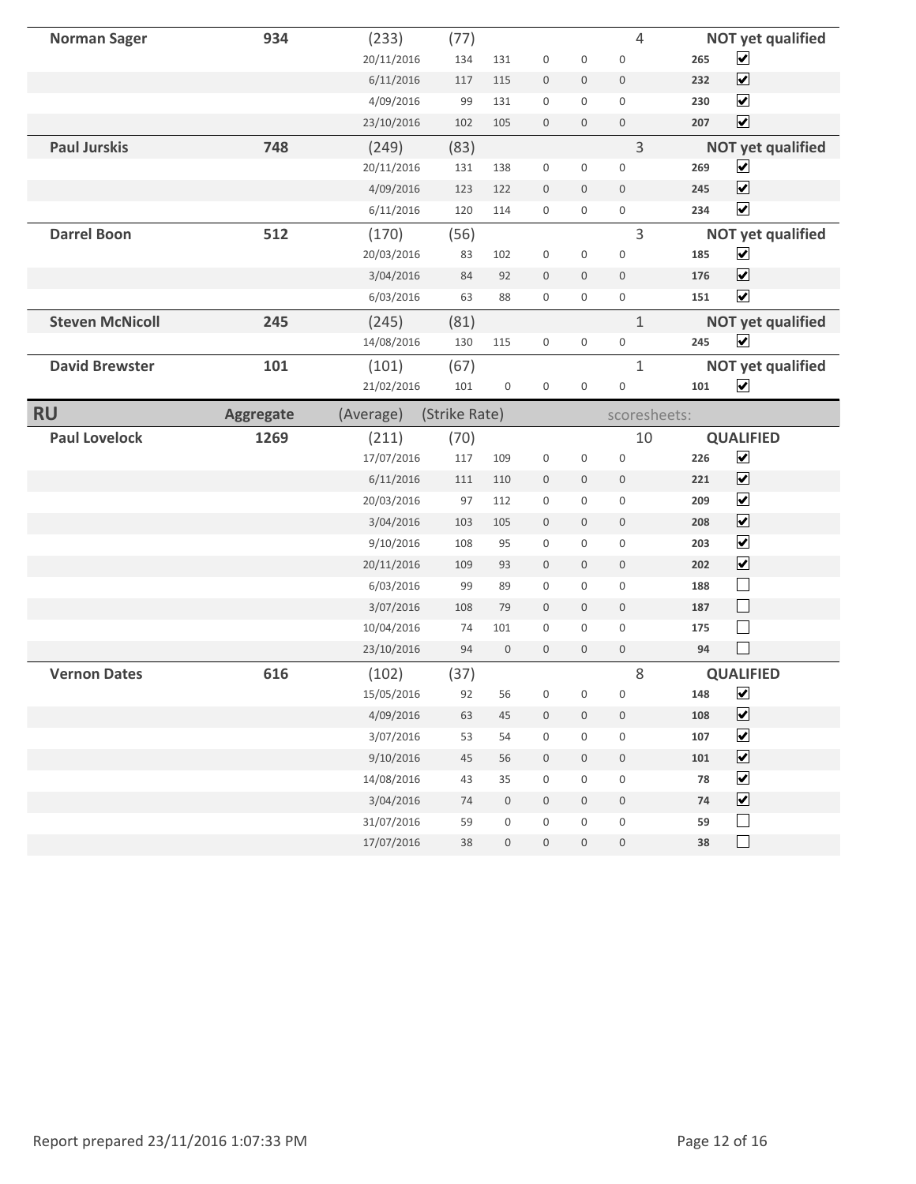| Name | Aggregate | (Average) | (Strike Rate) | | | | | scoresheets: | | |
|---|---|---|---|---|---|---|---|---|---|---|
| **Norman Sager** | **934** | (233) | (77) | | | | | 4 | | **NOT yet qualified** |
| | | 20/11/2016 | 134 | 131 | 0 | 0 | 0 | | 265 | ☑ |
| | | 6/11/2016 | 117 | 115 | 0 | 0 | 0 | | 232 | ☑ |
| | | 4/09/2016 | 99 | 131 | 0 | 0 | 0 | | 230 | ☑ |
| | | 23/10/2016 | 102 | 105 | 0 | 0 | 0 | | 207 | ☑ |
| **Paul Jurskis** | **748** | (249) | (83) | | | | | 3 | | **NOT yet qualified** |
| | | 20/11/2016 | 131 | 138 | 0 | 0 | 0 | | 269 | ☑ |
| | | 4/09/2016 | 123 | 122 | 0 | 0 | 0 | | 245 | ☑ |
| | | 6/11/2016 | 120 | 114 | 0 | 0 | 0 | | 234 | ☑ |
| **Darrel Boon** | **512** | (170) | (56) | | | | | 3 | | **NOT yet qualified** |
| | | 20/03/2016 | 83 | 102 | 0 | 0 | 0 | | 185 | ☑ |
| | | 3/04/2016 | 84 | 92 | 0 | 0 | 0 | | 176 | ☑ |
| | | 6/03/2016 | 63 | 88 | 0 | 0 | 0 | | 151 | ☑ |
| **Steven McNicoll** | **245** | (245) | (81) | | | | | 1 | | **NOT yet qualified** |
| | | 14/08/2016 | 130 | 115 | 0 | 0 | 0 | | 245 | ☑ |
| **David Brewster** | **101** | (101) | (67) | | | | | 1 | | **NOT yet qualified** |
| | | 21/02/2016 | 101 | 0 | 0 | 0 | 0 | | 101 | ☑ |

| **RU** | **Aggregate** | (Average) | (Strike Rate) | | | | | scoresheets: | | |
|---|---|---|---|---|---|---|---|---|---|---|
| **Paul Lovelock** | **1269** | (211) | (70) | | | | | 10 | | **QUALIFIED** |
| | | 17/07/2016 | 117 | 109 | 0 | 0 | 0 | | 226 | ☑ |
| | | 6/11/2016 | 111 | 110 | 0 | 0 | 0 | | 221 | ☑ |
| | | 20/03/2016 | 97 | 112 | 0 | 0 | 0 | | 209 | ☑ |
| | | 3/04/2016 | 103 | 105 | 0 | 0 | 0 | | 208 | ☑ |
| | | 9/10/2016 | 108 | 95 | 0 | 0 | 0 | | 203 | ☑ |
| | | 20/11/2016 | 109 | 93 | 0 | 0 | 0 | | 202 | ☑ |
| | | 6/03/2016 | 99 | 89 | 0 | 0 | 0 | | 188 | ☐ |
| | | 3/07/2016 | 108 | 79 | 0 | 0 | 0 | | 187 | ☐ |
| | | 10/04/2016 | 74 | 101 | 0 | 0 | 0 | | 175 | ☐ |
| | | 23/10/2016 | 94 | 0 | 0 | 0 | 0 | | 94 | ☐ |
| **Vernon Dates** | **616** | (102) | (37) | | | | | 8 | | **QUALIFIED** |
| | | 15/05/2016 | 92 | 56 | 0 | 0 | 0 | | 148 | ☑ |
| | | 4/09/2016 | 63 | 45 | 0 | 0 | 0 | | 108 | ☑ |
| | | 3/07/2016 | 53 | 54 | 0 | 0 | 0 | | 107 | ☑ |
| | | 9/10/2016 | 45 | 56 | 0 | 0 | 0 | | 101 | ☑ |
| | | 14/08/2016 | 43 | 35 | 0 | 0 | 0 | | 78 | ☑ |
| | | 3/04/2016 | 74 | 0 | 0 | 0 | 0 | | 74 | ☑ |
| | | 31/07/2016 | 59 | 0 | 0 | 0 | 0 | | 59 | ☐ |
| | | 17/07/2016 | 38 | 0 | 0 | 0 | 0 | | 38 | ☐ |

Report prepared 23/11/2016 1:07:33 PM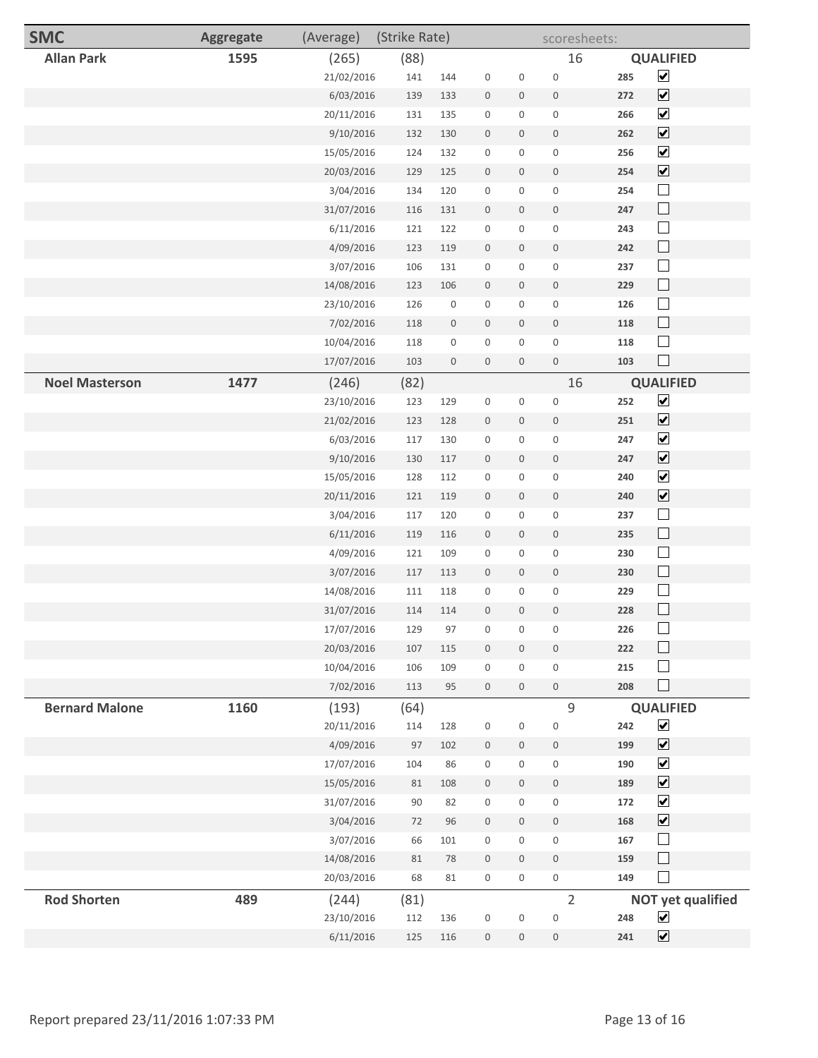| SMC | Aggregate | (Average) | (Strike Rate) | | | | | scoresheets: | | |
|---|---|---|---|---|---|---|---|---|---|---|
| **Allan Park** | **1595** | (265) | (88) | | | | | 16 | | **QUALIFIED** |
| | | 21/02/2016 | 141 | 144 | 0 | 0 | 0 | | **285** | ☑ |
| | | 6/03/2016 | 139 | 133 | 0 | 0 | 0 | | **272** | ☑ |
| | | 20/11/2016 | 131 | 135 | 0 | 0 | 0 | | **266** | ☑ |
| | | 9/10/2016 | 132 | 130 | 0 | 0 | 0 | | **262** | ☑ |
| | | 15/05/2016 | 124 | 132 | 0 | 0 | 0 | | **256** | ☑ |
| | | 20/03/2016 | 129 | 125 | 0 | 0 | 0 | | **254** | ☑ |
| | | 3/04/2016 | 134 | 120 | 0 | 0 | 0 | | **254** | ☐ |
| | | 31/07/2016 | 116 | 131 | 0 | 0 | 0 | | **247** | ☐ |
| | | 6/11/2016 | 121 | 122 | 0 | 0 | 0 | | **243** | ☐ |
| | | 4/09/2016 | 123 | 119 | 0 | 0 | 0 | | **242** | ☐ |
| | | 3/07/2016 | 106 | 131 | 0 | 0 | 0 | | **237** | ☐ |
| | | 14/08/2016 | 123 | 106 | 0 | 0 | 0 | | **229** | ☐ |
| | | 23/10/2016 | 126 | 0 | 0 | 0 | 0 | | **126** | ☐ |
| | | 7/02/2016 | 118 | 0 | 0 | 0 | 0 | | **118** | ☐ |
| | | 10/04/2016 | 118 | 0 | 0 | 0 | 0 | | **118** | ☐ |
| | | 17/07/2016 | 103 | 0 | 0 | 0 | 0 | | **103** | ☐ |
| **Noel Masterson** | **1477** | (246) | (82) | | | | | 16 | | **QUALIFIED** |
| | | 23/10/2016 | 123 | 129 | 0 | 0 | 0 | | **252** | ☑ |
| | | 21/02/2016 | 123 | 128 | 0 | 0 | 0 | | **251** | ☑ |
| | | 6/03/2016 | 117 | 130 | 0 | 0 | 0 | | **247** | ☑ |
| | | 9/10/2016 | 130 | 117 | 0 | 0 | 0 | | **247** | ☑ |
| | | 15/05/2016 | 128 | 112 | 0 | 0 | 0 | | **240** | ☑ |
| | | 20/11/2016 | 121 | 119 | 0 | 0 | 0 | | **240** | ☑ |
| | | 3/04/2016 | 117 | 120 | 0 | 0 | 0 | | **237** | ☐ |
| | | 6/11/2016 | 119 | 116 | 0 | 0 | 0 | | **235** | ☐ |
| | | 4/09/2016 | 121 | 109 | 0 | 0 | 0 | | **230** | ☐ |
| | | 3/07/2016 | 117 | 113 | 0 | 0 | 0 | | **230** | ☐ |
| | | 14/08/2016 | 111 | 118 | 0 | 0 | 0 | | **229** | ☐ |
| | | 31/07/2016 | 114 | 114 | 0 | 0 | 0 | | **228** | ☐ |
| | | 17/07/2016 | 129 | 97 | 0 | 0 | 0 | | **226** | ☐ |
| | | 20/03/2016 | 107 | 115 | 0 | 0 | 0 | | **222** | ☐ |
| | | 10/04/2016 | 106 | 109 | 0 | 0 | 0 | | **215** | ☐ |
| | | 7/02/2016 | 113 | 95 | 0 | 0 | 0 | | **208** | ☐ |
| **Bernard Malone** | **1160** | (193) | (64) | | | | | 9 | | **QUALIFIED** |
| | | 20/11/2016 | 114 | 128 | 0 | 0 | 0 | | **242** | ☑ |
| | | 4/09/2016 | 97 | 102 | 0 | 0 | 0 | | **199** | ☑ |
| | | 17/07/2016 | 104 | 86 | 0 | 0 | 0 | | **190** | ☑ |
| | | 15/05/2016 | 81 | 108 | 0 | 0 | 0 | | **189** | ☑ |
| | | 31/07/2016 | 90 | 82 | 0 | 0 | 0 | | **172** | ☑ |
| | | 3/04/2016 | 72 | 96 | 0 | 0 | 0 | | **168** | ☑ |
| | | 3/07/2016 | 66 | 101 | 0 | 0 | 0 | | **167** | ☐ |
| | | 14/08/2016 | 81 | 78 | 0 | 0 | 0 | | **159** | ☐ |
| | | 20/03/2016 | 68 | 81 | 0 | 0 | 0 | | **149** | ☐ |
| **Rod Shorten** | **489** | (244) | (81) | | | | | 2 | | **NOT yet qualified** |
| | | 23/10/2016 | 112 | 136 | 0 | 0 | 0 | | **248** | ☑ |
| | | 6/11/2016 | 125 | 116 | 0 | 0 | 0 | | **241** | ☑ |

Report prepared 23/11/2016 1:07:33 PM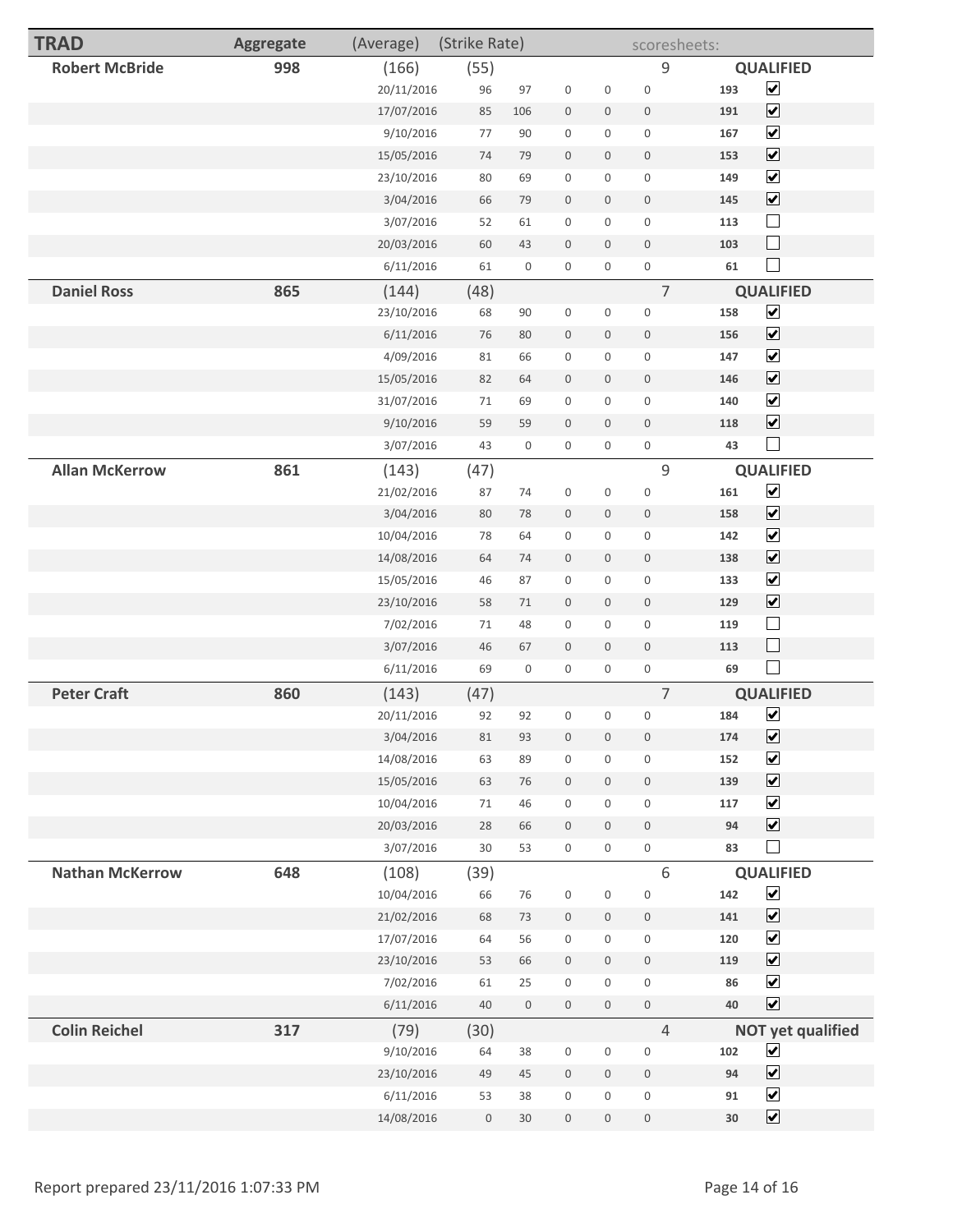| TRAD | Aggregate | (Average) | (Strike Rate) | | | | | scoresheets: | | |
|---|---|---|---|---|---|---|---|---|---|---|
| **Robert McBride** | **998** | (166) | (55) | | | | | 9 | | **QUALIFIED** |
| | | 20/11/2016 | 96 | 97 | 0 | 0 | 0 | | **193** | ☑ |
| | | 17/07/2016 | 85 | 106 | 0 | 0 | 0 | | **191** | ☑ |
| | | 9/10/2016 | 77 | 90 | 0 | 0 | 0 | | **167** | ☑ |
| | | 15/05/2016 | 74 | 79 | 0 | 0 | 0 | | **153** | ☑ |
| | | 23/10/2016 | 80 | 69 | 0 | 0 | 0 | | **149** | ☑ |
| | | 3/04/2016 | 66 | 79 | 0 | 0 | 0 | | **145** | ☑ |
| | | 3/07/2016 | 52 | 61 | 0 | 0 | 0 | | **113** | ☐ |
| | | 20/03/2016 | 60 | 43 | 0 | 0 | 0 | | **103** | ☐ |
| | | 6/11/2016 | 61 | 0 | 0 | 0 | 0 | | **61** | ☐ |
| **Daniel Ross** | **865** | (144) | (48) | | | | | 7 | | **QUALIFIED** |
| | | 23/10/2016 | 68 | 90 | 0 | 0 | 0 | | **158** | ☑ |
| | | 6/11/2016 | 76 | 80 | 0 | 0 | 0 | | **156** | ☑ |
| | | 4/09/2016 | 81 | 66 | 0 | 0 | 0 | | **147** | ☑ |
| | | 15/05/2016 | 82 | 64 | 0 | 0 | 0 | | **146** | ☑ |
| | | 31/07/2016 | 71 | 69 | 0 | 0 | 0 | | **140** | ☑ |
| | | 9/10/2016 | 59 | 59 | 0 | 0 | 0 | | **118** | ☑ |
| | | 3/07/2016 | 43 | 0 | 0 | 0 | 0 | | **43** | ☐ |
| **Allan McKerrow** | **861** | (143) | (47) | | | | | 9 | | **QUALIFIED** |
| | | 21/02/2016 | 87 | 74 | 0 | 0 | 0 | | **161** | ☑ |
| | | 3/04/2016 | 80 | 78 | 0 | 0 | 0 | | **158** | ☑ |
| | | 10/04/2016 | 78 | 64 | 0 | 0 | 0 | | **142** | ☑ |
| | | 14/08/2016 | 64 | 74 | 0 | 0 | 0 | | **138** | ☑ |
| | | 15/05/2016 | 46 | 87 | 0 | 0 | 0 | | **133** | ☑ |
| | | 23/10/2016 | 58 | 71 | 0 | 0 | 0 | | **129** | ☑ |
| | | 7/02/2016 | 71 | 48 | 0 | 0 | 0 | | **119** | ☐ |
| | | 3/07/2016 | 46 | 67 | 0 | 0 | 0 | | **113** | ☐ |
| | | 6/11/2016 | 69 | 0 | 0 | 0 | 0 | | **69** | ☐ |
| **Peter Craft** | **860** | (143) | (47) | | | | | 7 | | **QUALIFIED** |
| | | 20/11/2016 | 92 | 92 | 0 | 0 | 0 | | **184** | ☑ |
| | | 3/04/2016 | 81 | 93 | 0 | 0 | 0 | | **174** | ☑ |
| | | 14/08/2016 | 63 | 89 | 0 | 0 | 0 | | **152** | ☑ |
| | | 15/05/2016 | 63 | 76 | 0 | 0 | 0 | | **139** | ☑ |
| | | 10/04/2016 | 71 | 46 | 0 | 0 | 0 | | **117** | ☑ |
| | | 20/03/2016 | 28 | 66 | 0 | 0 | 0 | | **94** | ☑ |
| | | 3/07/2016 | 30 | 53 | 0 | 0 | 0 | | **83** | ☐ |
| **Nathan McKerrow** | **648** | (108) | (39) | | | | | 6 | | **QUALIFIED** |
| | | 10/04/2016 | 66 | 76 | 0 | 0 | 0 | | **142** | ☑ |
| | | 21/02/2016 | 68 | 73 | 0 | 0 | 0 | | **141** | ☑ |
| | | 17/07/2016 | 64 | 56 | 0 | 0 | 0 | | **120** | ☑ |
| | | 23/10/2016 | 53 | 66 | 0 | 0 | 0 | | **119** | ☑ |
| | | 7/02/2016 | 61 | 25 | 0 | 0 | 0 | | **86** | ☑ |
| | | 6/11/2016 | 40 | 0 | 0 | 0 | 0 | | **40** | ☑ |
| **Colin Reichel** | **317** | (79) | (30) | | | | | 4 | | **NOT yet qualified** |
| | | 9/10/2016 | 64 | 38 | 0 | 0 | 0 | | **102** | ☑ |
| | | 23/10/2016 | 49 | 45 | 0 | 0 | 0 | | **94** | ☑ |
| | | 6/11/2016 | 53 | 38 | 0 | 0 | 0 | | **91** | ☑ |
| | | 14/08/2016 | 0 | 30 | 0 | 0 | 0 | | **30** | ☑ |

Report prepared 23/11/2016 1:07:33 PM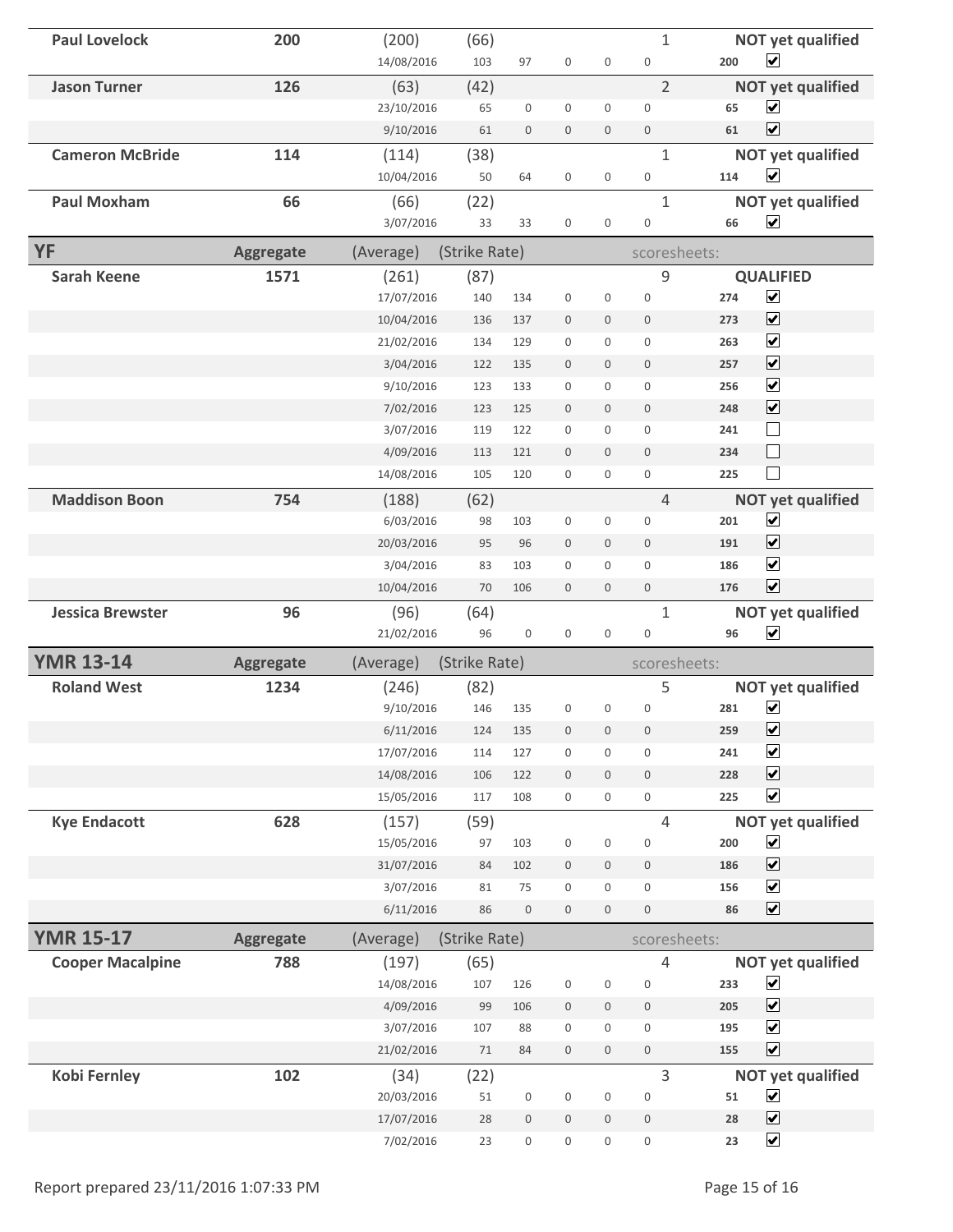| | | | | | | | | | |
|---|---|---|---|---|---|---|---|---|---|
| **Paul Lovelock** | **200** | (200) | (66) | | | | 1 | | **NOT yet qualified** |
| | | 14/08/2016 | 103 | 97 | 0 | 0 | 0 | **200** | ☑ |
| **Jason Turner** | **126** | (63) | (42) | | | | 2 | | **NOT yet qualified** |
| | | 23/10/2016 | 65 | 0 | 0 | 0 | 0 | **65** | ☑ |
| | | 9/10/2016 | 61 | 0 | 0 | 0 | 0 | **61** | ☑ |
| **Cameron McBride** | **114** | (114) | (38) | | | | 1 | | **NOT yet qualified** |
| | | 10/04/2016 | 50 | 64 | 0 | 0 | 0 | **114** | ☑ |
| **Paul Moxham** | **66** | (66) | (22) | | | | 1 | | **NOT yet qualified** |
| | | 3/07/2016 | 33 | 33 | 0 | 0 | 0 | **66** | ☑ |

| **YF** | **Aggregate** | (Average) | (Strike Rate) | | | | scoresheets: | | |
|---|---|---|---|---|---|---|---|---|---|
| **Sarah Keene** | **1571** | (261) | (87) | | | | 9 | | **QUALIFIED** |
| | | 17/07/2016 | 140 | 134 | 0 | 0 | 0 | **274** | ☑ |
| | | 10/04/2016 | 136 | 137 | 0 | 0 | 0 | **273** | ☑ |
| | | 21/02/2016 | 134 | 129 | 0 | 0 | 0 | **263** | ☑ |
| | | 3/04/2016 | 122 | 135 | 0 | 0 | 0 | **257** | ☑ |
| | | 9/10/2016 | 123 | 133 | 0 | 0 | 0 | **256** | ☑ |
| | | 7/02/2016 | 123 | 125 | 0 | 0 | 0 | **248** | ☑ |
| | | 3/07/2016 | 119 | 122 | 0 | 0 | 0 | **241** | ☐ |
| | | 4/09/2016 | 113 | 121 | 0 | 0 | 0 | **234** | ☐ |
| | | 14/08/2016 | 105 | 120 | 0 | 0 | 0 | **225** | ☐ |
| **Maddison Boon** | **754** | (188) | (62) | | | | 4 | | **NOT yet qualified** |
| | | 6/03/2016 | 98 | 103 | 0 | 0 | 0 | **201** | ☑ |
| | | 20/03/2016 | 95 | 96 | 0 | 0 | 0 | **191** | ☑ |
| | | 3/04/2016 | 83 | 103 | 0 | 0 | 0 | **186** | ☑ |
| | | 10/04/2016 | 70 | 106 | 0 | 0 | 0 | **176** | ☑ |
| **Jessica Brewster** | **96** | (96) | (64) | | | | 1 | | **NOT yet qualified** |
| | | 21/02/2016 | 96 | 0 | 0 | 0 | 0 | **96** | ☑ |

| **YMR 13-14** | **Aggregate** | (Average) | (Strike Rate) | | | | scoresheets: | | |
|---|---|---|---|---|---|---|---|---|---|
| **Roland West** | **1234** | (246) | (82) | | | | 5 | | **NOT yet qualified** |
| | | 9/10/2016 | 146 | 135 | 0 | 0 | 0 | **281** | ☑ |
| | | 6/11/2016 | 124 | 135 | 0 | 0 | 0 | **259** | ☑ |
| | | 17/07/2016 | 114 | 127 | 0 | 0 | 0 | **241** | ☑ |
| | | 14/08/2016 | 106 | 122 | 0 | 0 | 0 | **228** | ☑ |
| | | 15/05/2016 | 117 | 108 | 0 | 0 | 0 | **225** | ☑ |
| **Kye Endacott** | **628** | (157) | (59) | | | | 4 | | **NOT yet qualified** |
| | | 15/05/2016 | 97 | 103 | 0 | 0 | 0 | **200** | ☑ |
| | | 31/07/2016 | 84 | 102 | 0 | 0 | 0 | **186** | ☑ |
| | | 3/07/2016 | 81 | 75 | 0 | 0 | 0 | **156** | ☑ |
| | | 6/11/2016 | 86 | 0 | 0 | 0 | 0 | **86** | ☑ |

| **YMR 15-17** | **Aggregate** | (Average) | (Strike Rate) | | | | scoresheets: | | |
|---|---|---|---|---|---|---|---|---|---|
| **Cooper Macalpine** | **788** | (197) | (65) | | | | 4 | | **NOT yet qualified** |
| | | 14/08/2016 | 107 | 126 | 0 | 0 | 0 | **233** | ☑ |
| | | 4/09/2016 | 99 | 106 | 0 | 0 | 0 | **205** | ☑ |
| | | 3/07/2016 | 107 | 88 | 0 | 0 | 0 | **195** | ☑ |
| | | 21/02/2016 | 71 | 84 | 0 | 0 | 0 | **155** | ☑ |
| **Kobi Fernley** | **102** | (34) | (22) | | | | 3 | | **NOT yet qualified** |
| | | 20/03/2016 | 51 | 0 | 0 | 0 | 0 | **51** | ☑ |
| | | 17/07/2016 | 28 | 0 | 0 | 0 | 0 | **28** | ☑ |
| | | 7/02/2016 | 23 | 0 | 0 | 0 | 0 | **23** | ☑ |

Report prepared 23/11/2016 1:07:33 PM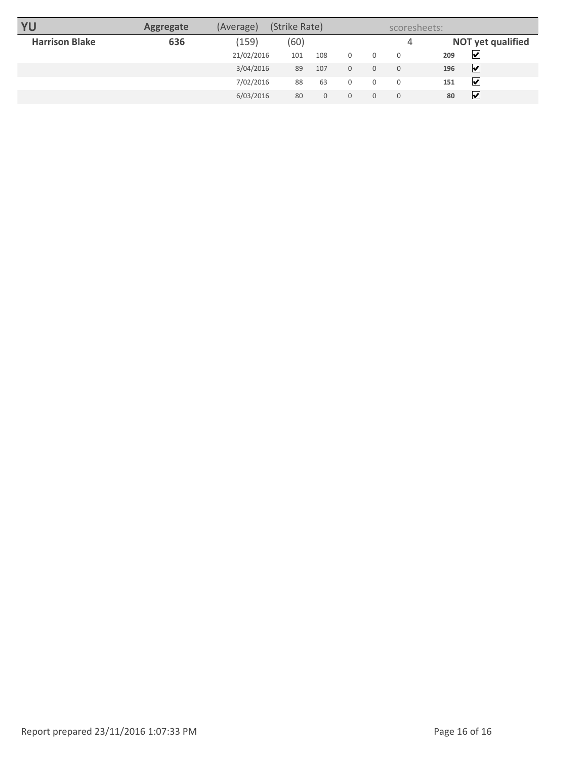| YU | Aggregate | (Average) | (Strike Rate) | | | | | scoresheets: | | |
|---|---|---|---|---|---|---|---|---|---|---|
| **Harrison Blake** | **636** | (159) | (60) | | | | 4 | | **NOT yet qualified** | |
| | | 21/02/2016 | 101 | 108 | 0 | 0 | 0 | **209** | ☑ | |
| | | 3/04/2016 | 89 | 107 | 0 | 0 | 0 | **196** | ☑ | |
| | | 7/02/2016 | 88 | 63 | 0 | 0 | 0 | **151** | ☑ | |
| | | 6/03/2016 | 80 | 0 | 0 | 0 | 0 | **80** | ☑ | |

Report prepared 23/11/2016 1:07:33 PM